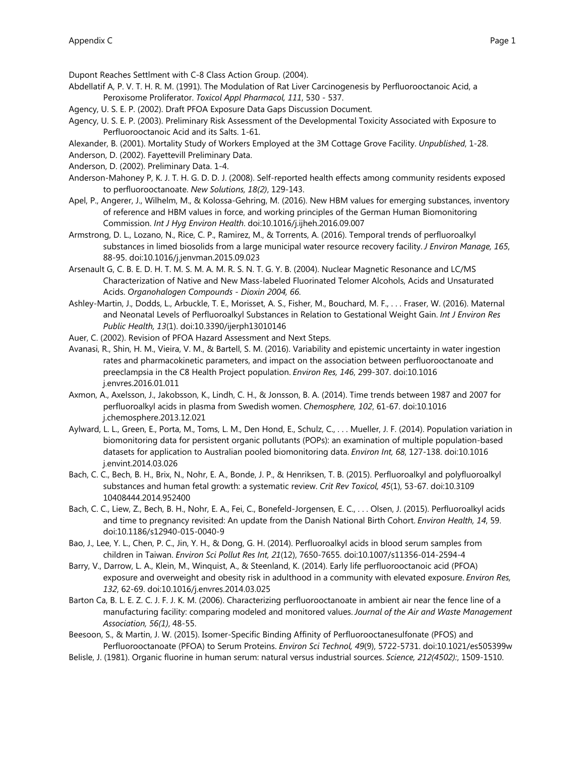Dupont Reaches Settlment with C-8 Class Action Group. (2004).

Abdellatif A, P. V. T. H. R. M. (1991). The Modulation of Rat Liver Carcinogenesis by Perfluorooctanoic Acid, a Peroxisome Proliferator. *Toxicol Appl Pharmacol, 111*, 530 - 537.

Agency, U. S. E. P. (2002). Draft PFOA Exposure Data Gaps Discussion Document.

Agency, U. S. E. P. (2003). Preliminary Risk Assessment of the Developmental Toxicity Associated with Exposure to Perfluorooctanoic Acid and its Salts. 1-61.

Alexander, B. (2001). Mortality Study of Workers Employed at the 3M Cottage Grove Facility. *Unpublished*, 1-28.

Anderson, D. (2002). Fayettevill Preliminary Data.

Anderson, D. (2002). Preliminary Data. 1-4.

Anderson-Mahoney P, K. J. T. H. G. D. D. J. (2008). Self-reported health effects among community residents exposed to perfluorooctanoate. *New Solutions, 18(2)*, 129-143.

Apel, P., Angerer, J., Wilhelm, M., & Kolossa-Gehring, M. (2016). New HBM values for emerging substances, inventory of reference and HBM values in force, and working principles of the German Human Biomonitoring Commission. *Int J Hyg Environ Health*. doi:10.1016/j.ijheh.2016.09.007

Armstrong, D. L., Lozano, N., Rice, C. P., Ramirez, M., & Torrents, A. (2016). Temporal trends of perfluoroalkyl substances in limed biosolids from a large municipal water resource recovery facility. *J Environ Manage, 165*, 88-95. doi:10.1016/j.jenvman.2015.09.023

Arsenault G, C. B. E. D. H. T. M. S. M. A. M. R. S. N. T. G. Y. B. (2004). Nuclear Magnetic Resonance and LC/MS Characterization of Native and New Mass-labeled Fluorinated Telomer Alcohols, Acids and Unsaturated Acids. *Organohalogen Compounds - Dioxin 2004, 66.*

Ashley-Martin, J., Dodds, L., Arbuckle, T. E., Morisset, A. S., Fisher, M., Bouchard, M. F., . . . Fraser, W. (2016). Maternal and Neonatal Levels of Perfluoroalkyl Substances in Relation to Gestational Weight Gain. *Int J Environ Res Public Health, 13*(1). doi:10.3390/ijerph13010146

Auer, C. (2002). Revision of PFOA Hazard Assessment and Next Steps.

Avanasi, R., Shin, H. M., Vieira, V. M., & Bartell, S. M. (2016). Variability and epistemic uncertainty in water ingestion rates and pharmacokinetic parameters, and impact on the association between perfluorooctanoate and preeclampsia in the C8 Health Project population. *Environ Res, 146*, 299-307. doi:10.1016 j.envres.2016.01.011

Axmon, A., Axelsson, J., Jakobsson, K., Lindh, C. H., & Jonsson, B. A. (2014). Time trends between 1987 and 2007 for perfluoroalkyl acids in plasma from Swedish women. *Chemosphere, 102*, 61-67. doi:10.1016 j.chemosphere.2013.12.021

Aylward, L. L., Green, E., Porta, M., Toms, L. M., Den Hond, E., Schulz, C., . . . Mueller, J. F. (2014). Population variation in biomonitoring data for persistent organic pollutants (POPs): an examination of multiple population-based datasets for application to Australian pooled biomonitoring data. *Environ Int, 68*, 127-138. doi:10.1016 j.envint.2014.03.026

Bach, C. C., Bech, B. H., Brix, N., Nohr, E. A., Bonde, J. P., & Henriksen, T. B. (2015). Perfluoroalkyl and polyfluoroalkyl substances and human fetal growth: a systematic review. *Crit Rev Toxicol, 45*(1), 53-67. doi:10.3109 10408444.2014.952400

Bach, C. C., Liew, Z., Bech, B. H., Nohr, E. A., Fei, C., Bonefeld-Jorgensen, E. C., . . . Olsen, J. (2015). Perfluoroalkyl acids and time to pregnancy revisited: An update from the Danish National Birth Cohort. *Environ Health, 14*, 59. doi:10.1186/s12940-015-0040-9

Bao, J., Lee, Y. L., Chen, P. C., Jin, Y. H., & Dong, G. H. (2014). Perfluoroalkyl acids in blood serum samples from children in Taiwan. *Environ Sci Pollut Res Int, 21*(12), 7650-7655. doi:10.1007/s11356-014-2594-4

Barry, V., Darrow, L. A., Klein, M., Winquist, A., & Steenland, K. (2014). Early life perfluorooctanoic acid (PFOA) exposure and overweight and obesity risk in adulthood in a community with elevated exposure. *Environ Res, 132*, 62-69. doi:10.1016/j.envres.2014.03.025

Barton Ca, B. L. E. Z. C. J. F. J. K. M. (2006). Characterizing perfluorooctanoate in ambient air near the fence line of a manufacturing facility: comparing modeled and monitored values. *Journal of the Air and Waste Management Association, 56(1)*, 48-55.

Beesoon, S., & Martin, J. W. (2015). Isomer-Specific Binding Affinity of Perfluorooctanesulfonate (PFOS) and Perfluorooctanoate (PFOA) to Serum Proteins. *Environ Sci Technol, 49*(9), 5722-5731. doi:10.1021/es505399w

Belisle, J. (1981). Organic fluorine in human serum: natural versus industrial sources. *Science, 212(4502):*, 1509-1510.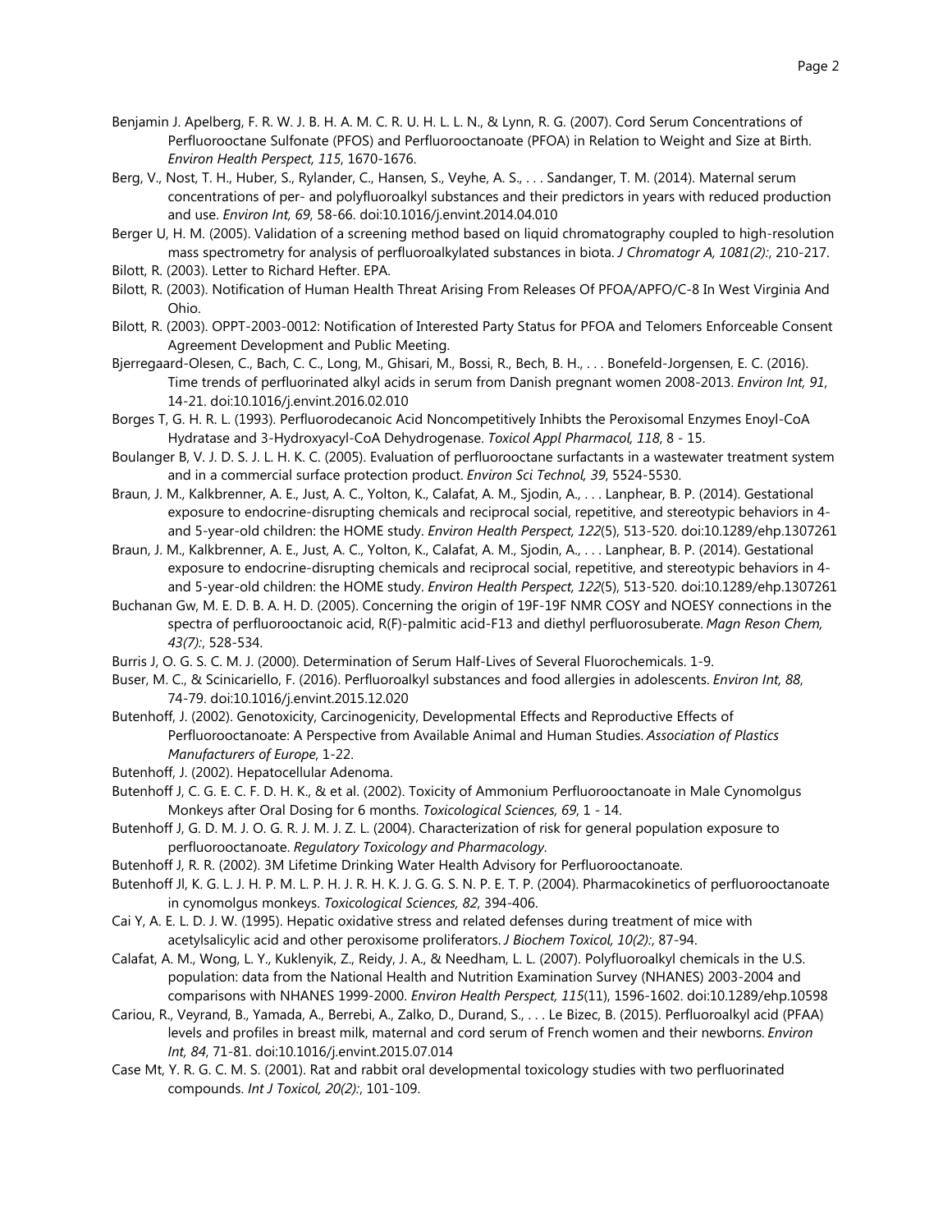Benjamin J. Apelberg, F. R. W. J. B. H. A. M. C. R. U. H. L. L. N., & Lynn, R. G. (2007). Cord Serum Concentrations of Perfluorooctane Sulfonate (PFOS) and Perfluorooctanoate (PFOA) in Relation to Weight and Size at Birth. *Environ Health Perspect, 115*, 1670-1676.

Berg, V., Nost, T. H., Huber, S., Rylander, C., Hansen, S., Veyhe, A. S., . . . Sandanger, T. M. (2014). Maternal serum concentrations of per- and polyfluoroalkyl substances and their predictors in years with reduced production and use. *Environ Int, 69*, 58-66. doi:10.1016/j.envint.2014.04.010

Berger U, H. M. (2005). Validation of a screening method based on liquid chromatography coupled to high-resolution mass spectrometry for analysis of perfluoroalkylated substances in biota. *J Chromatogr A, 1081(2):*, 210-217.

Bilott, R. (2003). Letter to Richard Hefter. EPA.

Bilott, R. (2003). Notification of Human Health Threat Arising From Releases Of PFOA/APFO/C-8 In West Virginia And Ohio.

Bilott, R. (2003). OPPT-2003-0012: Notification of Interested Party Status for PFOA and Telomers Enforceable Consent Agreement Development and Public Meeting.

Bjerregaard-Olesen, C., Bach, C. C., Long, M., Ghisari, M., Bossi, R., Bech, B. H., . . . Bonefeld-Jorgensen, E. C. (2016). Time trends of perfluorinated alkyl acids in serum from Danish pregnant women 2008-2013. *Environ Int, 91*, 14-21. doi:10.1016/j.envint.2016.02.010

Borges T, G. H. R. L. (1993). Perfluorodecanoic Acid Noncompetitively Inhibts the Peroxisomal Enzymes Enoyl-CoA Hydratase and 3-Hydroxyacyl-CoA Dehydrogenase. *Toxicol Appl Pharmacol, 118*, 8 - 15.

Boulanger B, V. J. D. S. J. L. H. K. C. (2005). Evaluation of perfluorooctane surfactants in a wastewater treatment system and in a commercial surface protection product. *Environ Sci Technol, 39*, 5524-5530.

Braun, J. M., Kalkbrenner, A. E., Just, A. C., Yolton, K., Calafat, A. M., Sjodin, A., . . . Lanphear, B. P. (2014). Gestational exposure to endocrine-disrupting chemicals and reciprocal social, repetitive, and stereotypic behaviors in 4- and 5-year-old children: the HOME study. *Environ Health Perspect, 122*(5), 513-520. doi:10.1289/ehp.1307261

Braun, J. M., Kalkbrenner, A. E., Just, A. C., Yolton, K., Calafat, A. M., Sjodin, A., . . . Lanphear, B. P. (2014). Gestational exposure to endocrine-disrupting chemicals and reciprocal social, repetitive, and stereotypic behaviors in 4- and 5-year-old children: the HOME study. *Environ Health Perspect, 122*(5), 513-520. doi:10.1289/ehp.1307261

Buchanan Gw, M. E. D. B. A. H. D. (2005). Concerning the origin of 19F-19F NMR COSY and NOESY connections in the spectra of perfluorooctanoic acid, R(F)-palmitic acid-F13 and diethyl perfluorosuberate. *Magn Reson Chem, 43(7):*, 528-534.

Burris J, O. G. S. C. M. J. (2000). Determination of Serum Half-Lives of Several Fluorochemicals. 1-9.

Buser, M. C., & Scinicariello, F. (2016). Perfluoroalkyl substances and food allergies in adolescents. *Environ Int, 88*, 74-79. doi:10.1016/j.envint.2015.12.020

Butenhoff, J. (2002). Genotoxicity, Carcinogenicity, Developmental Effects and Reproductive Effects of Perfluorooctanoate: A Perspective from Available Animal and Human Studies. *Association of Plastics Manufacturers of Europe*, 1-22.

Butenhoff, J. (2002). Hepatocellular Adenoma.

Butenhoff J, C. G. E. C. F. D. H. K., & et al. (2002). Toxicity of Ammonium Perfluorooctanoate in Male Cynomolgus Monkeys after Oral Dosing for 6 months. *Toxicological Sciences, 69*, 1 - 14.

Butenhoff J, G. D. M. J. O. G. R. J. M. J. Z. L. (2004). Characterization of risk for general population exposure to perfluorooctanoate. *Regulatory Toxicology and Pharmacology*.

Butenhoff J, R. R. (2002). 3M Lifetime Drinking Water Health Advisory for Perfluorooctanoate.

Butenhoff Jl, K. G. L. J. H. P. M. L. P. H. J. R. H. K. J. G. G. S. N. P. E. T. P. (2004). Pharmacokinetics of perfluorooctanoate in cynomolgus monkeys. *Toxicological Sciences, 82*, 394-406.

Cai Y, A. E. L. D. J. W. (1995). Hepatic oxidative stress and related defenses during treatment of mice with acetylsalicylic acid and other peroxisome proliferators. *J Biochem Toxicol, 10(2):*, 87-94.

Calafat, A. M., Wong, L. Y., Kuklenyik, Z., Reidy, J. A., & Needham, L. L. (2007). Polyfluoroalkyl chemicals in the U.S. population: data from the National Health and Nutrition Examination Survey (NHANES) 2003-2004 and comparisons with NHANES 1999-2000. *Environ Health Perspect, 115*(11), 1596-1602. doi:10.1289/ehp.10598

Cariou, R., Veyrand, B., Yamada, A., Berrebi, A., Zalko, D., Durand, S., . . . Le Bizec, B. (2015). Perfluoroalkyl acid (PFAA) levels and profiles in breast milk, maternal and cord serum of French women and their newborns. *Environ Int, 84*, 71-81. doi:10.1016/j.envint.2015.07.014

Case Mt, Y. R. G. C. M. S. (2001). Rat and rabbit oral developmental toxicology studies with two perfluorinated compounds. *Int J Toxicol, 20(2):*, 101-109.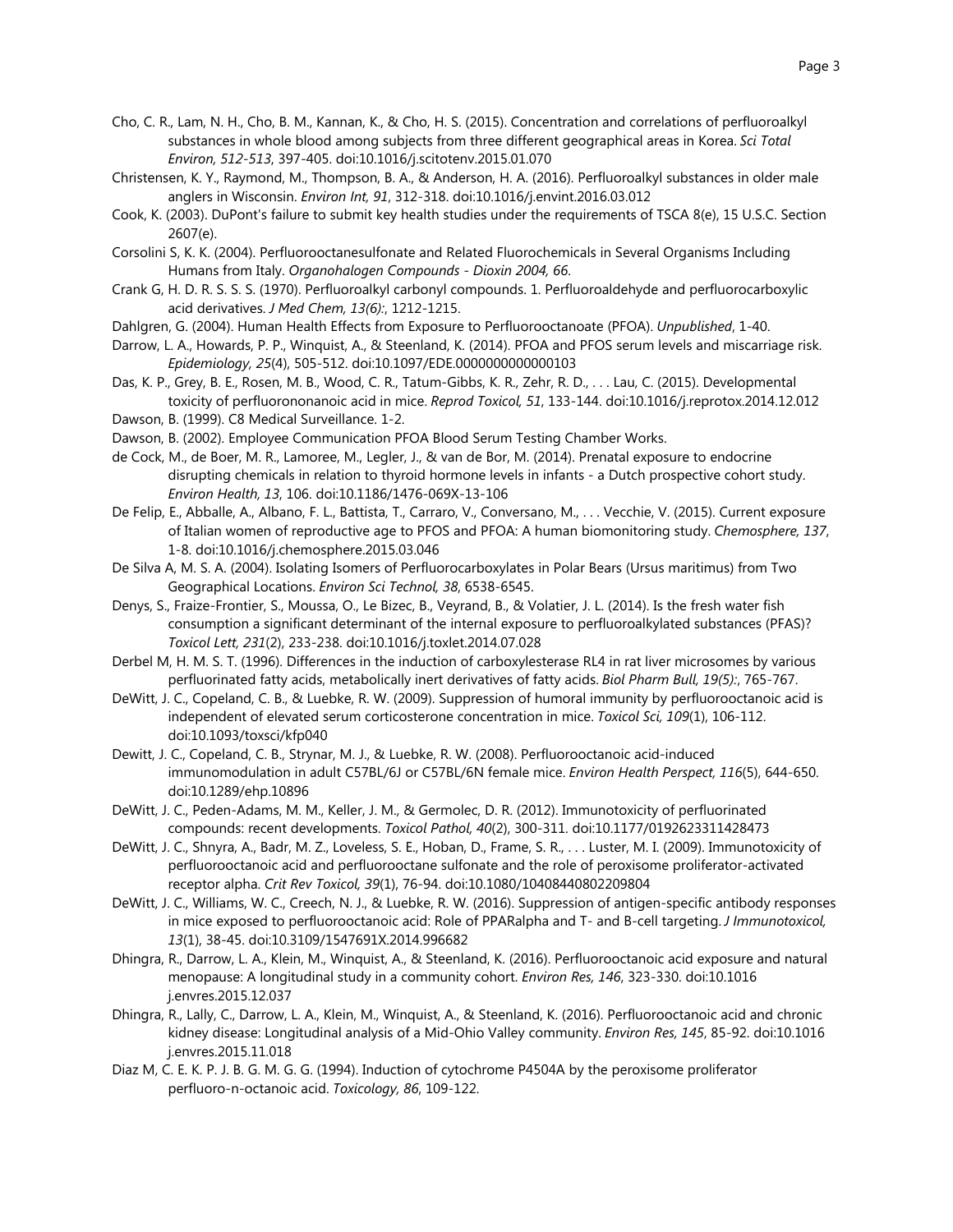Cho, C. R., Lam, N. H., Cho, B. M., Kannan, K., & Cho, H. S. (2015). Concentration and correlations of perfluoroalkyl substances in whole blood among subjects from three different geographical areas in Korea. *Sci Total Environ, 512-513*, 397-405. doi:10.1016/j.scitotenv.2015.01.070

Christensen, K. Y., Raymond, M., Thompson, B. A., & Anderson, H. A. (2016). Perfluoroalkyl substances in older male anglers in Wisconsin. *Environ Int, 91*, 312-318. doi:10.1016/j.envint.2016.03.012

Cook, K. (2003). DuPont's failure to submit key health studies under the requirements of TSCA 8(e), 15 U.S.C. Section 2607(e).

Corsolini S, K. K. (2004). Perfluorooctanesulfonate and Related Fluorochemicals in Several Organisms Including Humans from Italy. *Organohalogen Compounds - Dioxin 2004, 66*.

Crank G, H. D. R. S. S. S. (1970). Perfluoroalkyl carbonyl compounds. 1. Perfluoroaldehyde and perfluorocarboxylic acid derivatives. *J Med Chem, 13(6):*, 1212-1215.

Dahlgren, G. (2004). Human Health Effects from Exposure to Perfluorooctanoate (PFOA). *Unpublished*, 1-40.

Darrow, L. A., Howards, P. P., Winquist, A., & Steenland, K. (2014). PFOA and PFOS serum levels and miscarriage risk. *Epidemiology, 25*(4), 505-512. doi:10.1097/EDE.0000000000000103

Das, K. P., Grey, B. E., Rosen, M. B., Wood, C. R., Tatum-Gibbs, K. R., Zehr, R. D., . . . Lau, C. (2015). Developmental toxicity of perfluorononanoic acid in mice. *Reprod Toxicol, 51*, 133-144. doi:10.1016/j.reprotox.2014.12.012

Dawson, B. (1999). C8 Medical Surveillance. 1-2.

Dawson, B. (2002). Employee Communication PFOA Blood Serum Testing Chamber Works.

de Cock, M., de Boer, M. R., Lamoree, M., Legler, J., & van de Bor, M. (2014). Prenatal exposure to endocrine disrupting chemicals in relation to thyroid hormone levels in infants - a Dutch prospective cohort study. *Environ Health, 13*, 106. doi:10.1186/1476-069X-13-106

De Felip, E., Abballe, A., Albano, F. L., Battista, T., Carraro, V., Conversano, M., . . . Vecchie, V. (2015). Current exposure of Italian women of reproductive age to PFOS and PFOA: A human biomonitoring study. *Chemosphere, 137*, 1-8. doi:10.1016/j.chemosphere.2015.03.046

De Silva A, M. S. A. (2004). Isolating Isomers of Perfluorocarboxylates in Polar Bears (Ursus maritimus) from Two Geographical Locations. *Environ Sci Technol, 38*, 6538-6545.

Denys, S., Fraize-Frontier, S., Moussa, O., Le Bizec, B., Veyrand, B., & Volatier, J. L. (2014). Is the fresh water fish consumption a significant determinant of the internal exposure to perfluoroalkylated substances (PFAS)? *Toxicol Lett, 231*(2), 233-238. doi:10.1016/j.toxlet.2014.07.028

Derbel M, H. M. S. T. (1996). Differences in the induction of carboxylesterase RL4 in rat liver microsomes by various perfluorinated fatty acids, metabolically inert derivatives of fatty acids. *Biol Pharm Bull, 19(5):*, 765-767.

DeWitt, J. C., Copeland, C. B., & Luebke, R. W. (2009). Suppression of humoral immunity by perfluorooctanoic acid is independent of elevated serum corticosterone concentration in mice. *Toxicol Sci, 109*(1), 106-112. doi:10.1093/toxsci/kfp040

Dewitt, J. C., Copeland, C. B., Strynar, M. J., & Luebke, R. W. (2008). Perfluorooctanoic acid-induced immunomodulation in adult C57BL/6J or C57BL/6N female mice. *Environ Health Perspect, 116*(5), 644-650. doi:10.1289/ehp.10896

DeWitt, J. C., Peden-Adams, M. M., Keller, J. M., & Germolec, D. R. (2012). Immunotoxicity of perfluorinated compounds: recent developments. *Toxicol Pathol, 40*(2), 300-311. doi:10.1177/0192623311428473

DeWitt, J. C., Shnyra, A., Badr, M. Z., Loveless, S. E., Hoban, D., Frame, S. R., . . . Luster, M. I. (2009). Immunotoxicity of perfluorooctanoic acid and perfluorooctane sulfonate and the role of peroxisome proliferator-activated receptor alpha. *Crit Rev Toxicol, 39*(1), 76-94. doi:10.1080/10408440802209804

DeWitt, J. C., Williams, W. C., Creech, N. J., & Luebke, R. W. (2016). Suppression of antigen-specific antibody responses in mice exposed to perfluorooctanoic acid: Role of PPARalpha and T- and B-cell targeting. *J Immunotoxicol, 13*(1), 38-45. doi:10.3109/1547691X.2014.996682

Dhingra, R., Darrow, L. A., Klein, M., Winquist, A., & Steenland, K. (2016). Perfluorooctanoic acid exposure and natural menopause: A longitudinal study in a community cohort. *Environ Res, 146*, 323-330. doi:10.1016 j.envres.2015.12.037

Dhingra, R., Lally, C., Darrow, L. A., Klein, M., Winquist, A., & Steenland, K. (2016). Perfluorooctanoic acid and chronic kidney disease: Longitudinal analysis of a Mid-Ohio Valley community. *Environ Res, 145*, 85-92. doi:10.1016 j.envres.2015.11.018

Diaz M, C. E. K. P. J. B. G. M. G. G. (1994). Induction of cytochrome P4504A by the peroxisome proliferator perfluoro-n-octanoic acid. *Toxicology, 86*, 109-122.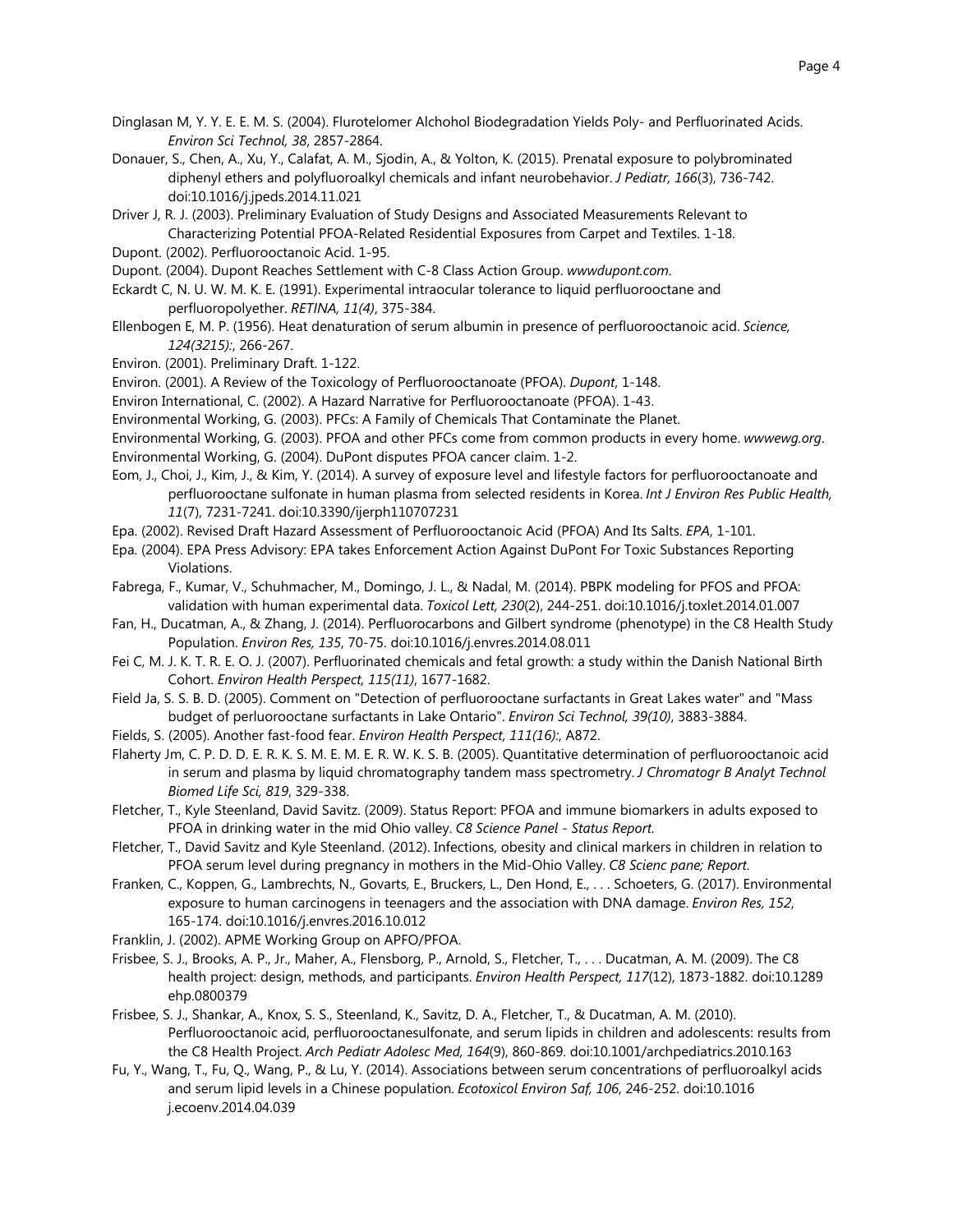Dinglasan M, Y. Y. E. E. M. S. (2004). Flurotelomer Alchohol Biodegradation Yields Poly- and Perfluorinated Acids. *Environ Sci Technol, 38*, 2857-2864.

Donauer, S., Chen, A., Xu, Y., Calafat, A. M., Sjodin, A., & Yolton, K. (2015). Prenatal exposure to polybrominated diphenyl ethers and polyfluoroalkyl chemicals and infant neurobehavior. *J Pediatr, 166*(3), 736-742. doi:10.1016/j.jpeds.2014.11.021

Driver J, R. J. (2003). Preliminary Evaluation of Study Designs and Associated Measurements Relevant to Characterizing Potential PFOA-Related Residential Exposures from Carpet and Textiles. 1-18.

Dupont. (2002). Perfluorooctanoic Acid. 1-95.

Dupont. (2004). Dupont Reaches Settlement with C-8 Class Action Group. *wwwdupont.com*.

Eckardt C, N. U. W. M. K. E. (1991). Experimental intraocular tolerance to liquid perfluorooctane and perfluoropolyether. *RETINA, 11(4)*, 375-384.

Ellenbogen E, M. P. (1956). Heat denaturation of serum albumin in presence of perfluorooctanoic acid. *Science, 124(3215):*, 266-267.

Environ. (2001). Preliminary Draft. 1-122.

Environ. (2001). A Review of the Toxicology of Perfluorooctanoate (PFOA). *Dupont*, 1-148.

Environ International, C. (2002). A Hazard Narrative for Perfluorooctanoate (PFOA). 1-43.

Environmental Working, G. (2003). PFCs: A Family of Chemicals That Contaminate the Planet.

Environmental Working, G. (2003). PFOA and other PFCs come from common products in every home. *wwwewg.org*.

Environmental Working, G. (2004). DuPont disputes PFOA cancer claim. 1-2.

Eom, J., Choi, J., Kim, J., & Kim, Y. (2014). A survey of exposure level and lifestyle factors for perfluorooctanoate and perfluorooctane sulfonate in human plasma from selected residents in Korea. *Int J Environ Res Public Health, 11*(7), 7231-7241. doi:10.3390/ijerph110707231

Epa. (2002). Revised Draft Hazard Assessment of Perfluorooctanoic Acid (PFOA) And Its Salts. *EPA*, 1-101.

Epa. (2004). EPA Press Advisory: EPA takes Enforcement Action Against DuPont For Toxic Substances Reporting Violations.

Fabrega, F., Kumar, V., Schuhmacher, M., Domingo, J. L., & Nadal, M. (2014). PBPK modeling for PFOS and PFOA: validation with human experimental data. *Toxicol Lett, 230*(2), 244-251. doi:10.1016/j.toxlet.2014.01.007

Fan, H., Ducatman, A., & Zhang, J. (2014). Perfluorocarbons and Gilbert syndrome (phenotype) in the C8 Health Study Population. *Environ Res, 135*, 70-75. doi:10.1016/j.envres.2014.08.011

Fei C, M. J. K. T. R. E. O. J. (2007). Perfluorinated chemicals and fetal growth: a study within the Danish National Birth Cohort. *Environ Health Perspect, 115(11)*, 1677-1682.

Field Ja, S. S. B. D. (2005). Comment on "Detection of perfluorooctane surfactants in Great Lakes water" and "Mass budget of perluorooctane surfactants in Lake Ontario". *Environ Sci Technol, 39(10)*, 3883-3884.

Fields, S. (2005). Another fast-food fear. *Environ Health Perspect, 111(16):*, A872.

Flaherty Jm, C. P. D. D. E. R. K. S. M. E. M. E. R. W. K. S. B. (2005). Quantitative determination of perfluorooctanoic acid in serum and plasma by liquid chromatography tandem mass spectrometry. *J Chromatogr B Analyt Technol Biomed Life Sci, 819*, 329-338.

Fletcher, T., Kyle Steenland, David Savitz. (2009). Status Report: PFOA and immune biomarkers in adults exposed to PFOA in drinking water in the mid Ohio valley. *C8 Science Panel - Status Report*.

Fletcher, T., David Savitz and Kyle Steenland. (2012). Infections, obesity and clinical markers in children in relation to PFOA serum level during pregnancy in mothers in the Mid-Ohio Valley. *C8 Scienc pane; Report*.

Franken, C., Koppen, G., Lambrechts, N., Govarts, E., Bruckers, L., Den Hond, E., . . . Schoeters, G. (2017). Environmental exposure to human carcinogens in teenagers and the association with DNA damage. *Environ Res, 152*, 165-174. doi:10.1016/j.envres.2016.10.012

Franklin, J. (2002). APME Working Group on APFO/PFOA.

Frisbee, S. J., Brooks, A. P., Jr., Maher, A., Flensborg, P., Arnold, S., Fletcher, T., . . . Ducatman, A. M. (2009). The C8 health project: design, methods, and participants. *Environ Health Perspect, 117*(12), 1873-1882. doi:10.1289 ehp.0800379

Frisbee, S. J., Shankar, A., Knox, S. S., Steenland, K., Savitz, D. A., Fletcher, T., & Ducatman, A. M. (2010). Perfluorooctanoic acid, perfluorooctanesulfonate, and serum lipids in children and adolescents: results from the C8 Health Project. *Arch Pediatr Adolesc Med, 164*(9), 860-869. doi:10.1001/archpediatrics.2010.163

Fu, Y., Wang, T., Fu, Q., Wang, P., & Lu, Y. (2014). Associations between serum concentrations of perfluoroalkyl acids and serum lipid levels in a Chinese population. *Ecotoxicol Environ Saf, 106*, 246-252. doi:10.1016 j.ecoenv.2014.04.039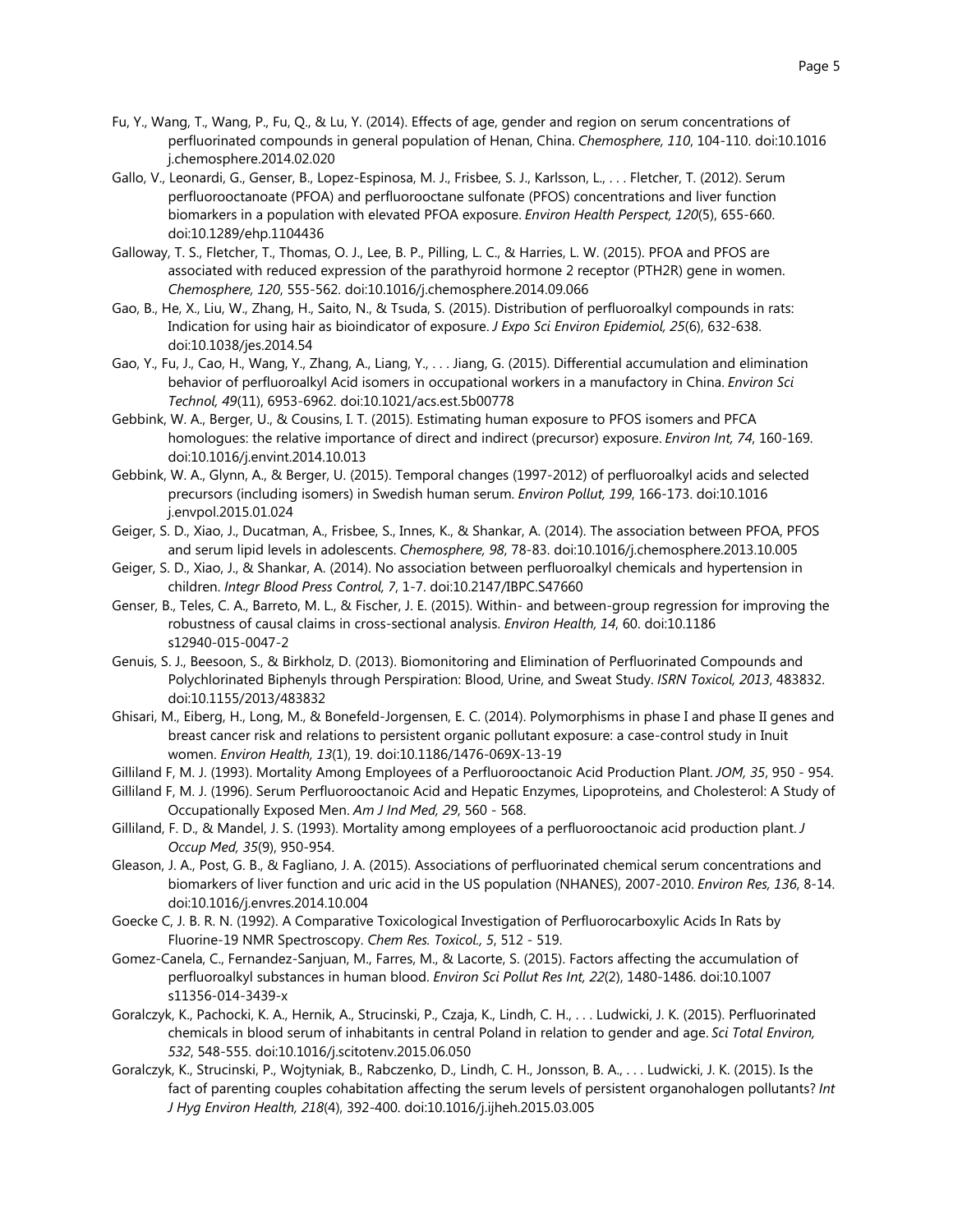Fu, Y., Wang, T., Wang, P., Fu, Q., & Lu, Y. (2014). Effects of age, gender and region on serum concentrations of perfluorinated compounds in general population of Henan, China. *Chemosphere, 110*, 104-110. doi:10.1016 j.chemosphere.2014.02.020

Gallo, V., Leonardi, G., Genser, B., Lopez-Espinosa, M. J., Frisbee, S. J., Karlsson, L., . . . Fletcher, T. (2012). Serum perfluorooctanoate (PFOA) and perfluorooctane sulfonate (PFOS) concentrations and liver function biomarkers in a population with elevated PFOA exposure. *Environ Health Perspect, 120*(5), 655-660. doi:10.1289/ehp.1104436

Galloway, T. S., Fletcher, T., Thomas, O. J., Lee, B. P., Pilling, L. C., & Harries, L. W. (2015). PFOA and PFOS are associated with reduced expression of the parathyroid hormone 2 receptor (PTH2R) gene in women. *Chemosphere, 120*, 555-562. doi:10.1016/j.chemosphere.2014.09.066

Gao, B., He, X., Liu, W., Zhang, H., Saito, N., & Tsuda, S. (2015). Distribution of perfluoroalkyl compounds in rats: Indication for using hair as bioindicator of exposure. *J Expo Sci Environ Epidemiol, 25*(6), 632-638. doi:10.1038/jes.2014.54

Gao, Y., Fu, J., Cao, H., Wang, Y., Zhang, A., Liang, Y., . . . Jiang, G. (2015). Differential accumulation and elimination behavior of perfluoroalkyl Acid isomers in occupational workers in a manufactory in China. *Environ Sci Technol, 49*(11), 6953-6962. doi:10.1021/acs.est.5b00778

Gebbink, W. A., Berger, U., & Cousins, I. T. (2015). Estimating human exposure to PFOS isomers and PFCA homologues: the relative importance of direct and indirect (precursor) exposure. *Environ Int, 74*, 160-169. doi:10.1016/j.envint.2014.10.013

Gebbink, W. A., Glynn, A., & Berger, U. (2015). Temporal changes (1997-2012) of perfluoroalkyl acids and selected precursors (including isomers) in Swedish human serum. *Environ Pollut, 199*, 166-173. doi:10.1016 j.envpol.2015.01.024

Geiger, S. D., Xiao, J., Ducatman, A., Frisbee, S., Innes, K., & Shankar, A. (2014). The association between PFOA, PFOS and serum lipid levels in adolescents. *Chemosphere, 98*, 78-83. doi:10.1016/j.chemosphere.2013.10.005

Geiger, S. D., Xiao, J., & Shankar, A. (2014). No association between perfluoroalkyl chemicals and hypertension in children. *Integr Blood Press Control, 7*, 1-7. doi:10.2147/IBPC.S47660

Genser, B., Teles, C. A., Barreto, M. L., & Fischer, J. E. (2015). Within- and between-group regression for improving the robustness of causal claims in cross-sectional analysis. *Environ Health, 14*, 60. doi:10.1186 s12940-015-0047-2

Genuis, S. J., Beesoon, S., & Birkholz, D. (2013). Biomonitoring and Elimination of Perfluorinated Compounds and Polychlorinated Biphenyls through Perspiration: Blood, Urine, and Sweat Study. *ISRN Toxicol, 2013*, 483832. doi:10.1155/2013/483832

Ghisari, M., Eiberg, H., Long, M., & Bonefeld-Jorgensen, E. C. (2014). Polymorphisms in phase I and phase II genes and breast cancer risk and relations to persistent organic pollutant exposure: a case-control study in Inuit women. *Environ Health, 13*(1), 19. doi:10.1186/1476-069X-13-19

Gilliland F, M. J. (1993). Mortality Among Employees of a Perfluorooctanoic Acid Production Plant. *JOM, 35*, 950 - 954.

Gilliland F, M. J. (1996). Serum Perfluorooctanoic Acid and Hepatic Enzymes, Lipoproteins, and Cholesterol: A Study of Occupationally Exposed Men. *Am J Ind Med, 29*, 560 - 568.

Gilliland, F. D., & Mandel, J. S. (1993). Mortality among employees of a perfluorooctanoic acid production plant. *J Occup Med, 35*(9), 950-954.

Gleason, J. A., Post, G. B., & Fagliano, J. A. (2015). Associations of perfluorinated chemical serum concentrations and biomarkers of liver function and uric acid in the US population (NHANES), 2007-2010. *Environ Res, 136*, 8-14. doi:10.1016/j.envres.2014.10.004

Goecke C, J. B. R. N. (1992). A Comparative Toxicological Investigation of Perfluorocarboxylic Acids In Rats by Fluorine-19 NMR Spectroscopy. *Chem Res. Toxicol., 5*, 512 - 519.

Gomez-Canela, C., Fernandez-Sanjuan, M., Farres, M., & Lacorte, S. (2015). Factors affecting the accumulation of perfluoroalkyl substances in human blood. *Environ Sci Pollut Res Int, 22*(2), 1480-1486. doi:10.1007 s11356-014-3439-x

Goralczyk, K., Pachocki, K. A., Hernik, A., Strucinski, P., Czaja, K., Lindh, C. H., . . . Ludwicki, J. K. (2015). Perfluorinated chemicals in blood serum of inhabitants in central Poland in relation to gender and age. *Sci Total Environ, 532*, 548-555. doi:10.1016/j.scitotenv.2015.06.050

Goralczyk, K., Strucinski, P., Wojtyniak, B., Rabczenko, D., Lindh, C. H., Jonsson, B. A., . . . Ludwicki, J. K. (2015). Is the fact of parenting couples cohabitation affecting the serum levels of persistent organohalogen pollutants? *Int J Hyg Environ Health, 218*(4), 392-400. doi:10.1016/j.ijheh.2015.03.005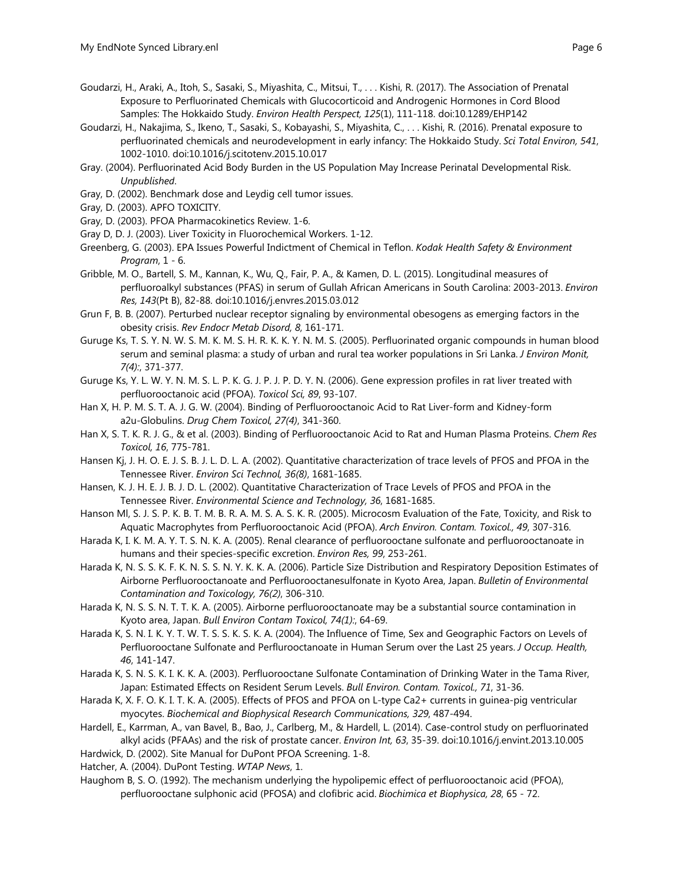Goudarzi, H., Araki, A., Itoh, S., Sasaki, S., Miyashita, C., Mitsui, T., . . . Kishi, R. (2017). The Association of Prenatal Exposure to Perfluorinated Chemicals with Glucocorticoid and Androgenic Hormones in Cord Blood Samples: The Hokkaido Study. *Environ Health Perspect, 125*(1), 111-118. doi:10.1289/EHP142

Goudarzi, H., Nakajima, S., Ikeno, T., Sasaki, S., Kobayashi, S., Miyashita, C., . . . Kishi, R. (2016). Prenatal exposure to perfluorinated chemicals and neurodevelopment in early infancy: The Hokkaido Study. *Sci Total Environ, 541*, 1002-1010. doi:10.1016/j.scitotenv.2015.10.017

Gray. (2004). Perfluorinated Acid Body Burden in the US Population May Increase Perinatal Developmental Risk. *Unpublished*.

Gray, D. (2002). Benchmark dose and Leydig cell tumor issues.

Gray, D. (2003). APFO TOXICITY.

Gray, D. (2003). PFOA Pharmacokinetics Review. 1-6.

Gray D, D. J. (2003). Liver Toxicity in Fluorochemical Workers. 1-12.

Greenberg, G. (2003). EPA Issues Powerful Indictment of Chemical in Teflon. *Kodak Health Safety & Environment Program*, 1 - 6.

Gribble, M. O., Bartell, S. M., Kannan, K., Wu, Q., Fair, P. A., & Kamen, D. L. (2015). Longitudinal measures of perfluoroalkyl substances (PFAS) in serum of Gullah African Americans in South Carolina: 2003-2013. *Environ Res, 143*(Pt B), 82-88. doi:10.1016/j.envres.2015.03.012

Grun F, B. B. (2007). Perturbed nuclear receptor signaling by environmental obesogens as emerging factors in the obesity crisis. *Rev Endocr Metab Disord, 8*, 161-171.

Guruge Ks, T. S. Y. N. W. S. M. K. M. S. H. R. K. K. Y. N. M. S. (2005). Perfluorinated organic compounds in human blood serum and seminal plasma: a study of urban and rural tea worker populations in Sri Lanka. *J Environ Monit, 7(4):*, 371-377.

Guruge Ks, Y. L. W. Y. N. M. S. L. P. K. G. J. P. J. P. D. Y. N. (2006). Gene expression profiles in rat liver treated with perfluorooctanoic acid (PFOA). *Toxicol Sci, 89*, 93-107.

Han X, H. P. M. S. T. A. J. G. W. (2004). Binding of Perfluorooctanoic Acid to Rat Liver-form and Kidney-form a2u-Globulins. *Drug Chem Toxicol, 27(4)*, 341-360.

Han X, S. T. K. R. J. G., & et al. (2003). Binding of Perfluorooctanoic Acid to Rat and Human Plasma Proteins. *Chem Res Toxicol, 16*, 775-781.

Hansen Kj, J. H. O. E. J. S. B. J. L. D. L. A. (2002). Quantitative characterization of trace levels of PFOS and PFOA in the Tennessee River. *Environ Sci Technol, 36(8)*, 1681-1685.

Hansen, K. J. H. E. J. B. J. D. L. (2002). Quantitative Characterization of Trace Levels of PFOS and PFOA in the Tennessee River. *Environmental Science and Technology, 36*, 1681-1685.

Hanson Ml, S. J. S. P. K. B. T. M. B. R. A. M. S. A. S. K. R. (2005). Microcosm Evaluation of the Fate, Toxicity, and Risk to Aquatic Macrophytes from Perfluorooctanoic Acid (PFOA). *Arch Environ. Contam. Toxicol., 49*, 307-316.

Harada K, I. K. M. A. Y. T. S. N. K. A. (2005). Renal clearance of perfluorooctane sulfonate and perfluorooctanoate in humans and their species-specific excretion. *Environ Res, 99*, 253-261.

Harada K, N. S. S. K. F. K. N. S. S. N. Y. K. K. A. (2006). Particle Size Distribution and Respiratory Deposition Estimates of Airborne Perfluorooctanoate and Perfluorooctanesulfonate in Kyoto Area, Japan. *Bulletin of Environmental Contamination and Toxicology, 76(2)*, 306-310.

Harada K, N. S. S. N. T. T. K. A. (2005). Airborne perfluorooctanoate may be a substantial source contamination in Kyoto area, Japan. *Bull Environ Contam Toxicol, 74(1):*, 64-69.

Harada K, S. N. I. K. Y. T. W. T. S. S. K. S. K. A. (2004). The Influence of Time, Sex and Geographic Factors on Levels of Perfluorooctane Sulfonate and Perflurooctanoate in Human Serum over the Last 25 years. *J Occup. Health, 46*, 141-147.

Harada K, S. N. S. K. I. K. K. A. (2003). Perfluorooctane Sulfonate Contamination of Drinking Water in the Tama River, Japan: Estimated Effects on Resident Serum Levels. *Bull Environ. Contam. Toxicol., 71*, 31-36.

Harada K, X. F. O. K. I. T. K. A. (2005). Effects of PFOS and PFOA on L-type Ca2+ currents in guinea-pig ventricular myocytes. *Biochemical and Biophysical Research Communications, 329*, 487-494.

Hardell, E., Karrman, A., van Bavel, B., Bao, J., Carlberg, M., & Hardell, L. (2014). Case-control study on perfluorinated alkyl acids (PFAAs) and the risk of prostate cancer. *Environ Int, 63*, 35-39. doi:10.1016/j.envint.2013.10.005

Hardwick, D. (2002). Site Manual for DuPont PFOA Screening. 1-8.

Hatcher, A. (2004). DuPont Testing. *WTAP News*, 1.

Haughom B, S. O. (1992). The mechanism underlying the hypolipemic effect of perfluorooctanoic acid (PFOA), perfluorooctane sulphonic acid (PFOSA) and clofibric acid. *Biochimica et Biophysica, 28*, 65 - 72.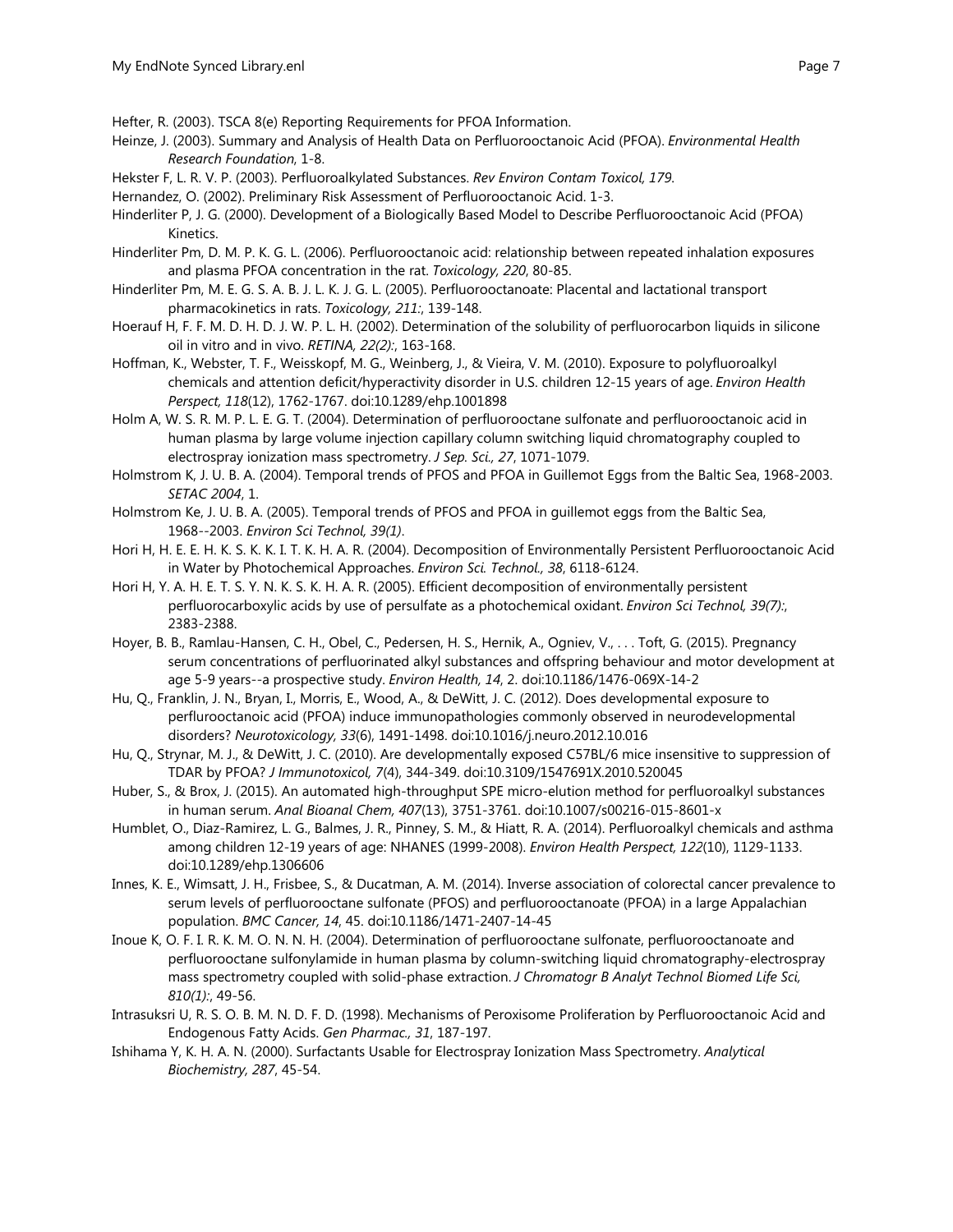Hefter, R. (2003). TSCA 8(e) Reporting Requirements for PFOA Information.

Heinze, J. (2003). Summary and Analysis of Health Data on Perfluorooctanoic Acid (PFOA). *Environmental Health Research Foundation*, 1-8.

Hekster F, L. R. V. P. (2003). Perfluoroalkylated Substances. *Rev Environ Contam Toxicol, 179*.

Hernandez, O. (2002). Preliminary Risk Assessment of Perfluorooctanoic Acid. 1-3.

Hinderliter P, J. G. (2000). Development of a Biologically Based Model to Describe Perfluorooctanoic Acid (PFOA) Kinetics.

Hinderliter Pm, D. M. P. K. G. L. (2006). Perfluorooctanoic acid: relationship between repeated inhalation exposures and plasma PFOA concentration in the rat. *Toxicology, 220*, 80-85.

Hinderliter Pm, M. E. G. S. A. B. J. L. K. J. G. L. (2005). Perfluorooctanoate: Placental and lactational transport pharmacokinetics in rats. *Toxicology, 211:*, 139-148.

Hoerauf H, F. F. M. D. H. D. J. W. P. L. H. (2002). Determination of the solubility of perfluorocarbon liquids in silicone oil in vitro and in vivo. *RETINA, 22(2):*, 163-168.

Hoffman, K., Webster, T. F., Weisskopf, M. G., Weinberg, J., & Vieira, V. M. (2010). Exposure to polyfluoroalkyl chemicals and attention deficit/hyperactivity disorder in U.S. children 12-15 years of age. *Environ Health Perspect, 118*(12), 1762-1767. doi:10.1289/ehp.1001898

Holm A, W. S. R. M. P. L. E. G. T. (2004). Determination of perfluorooctane sulfonate and perfluorooctanoic acid in human plasma by large volume injection capillary column switching liquid chromatography coupled to electrospray ionization mass spectrometry. *J Sep. Sci., 27*, 1071-1079.

Holmstrom K, J. U. B. A. (2004). Temporal trends of PFOS and PFOA in Guillemot Eggs from the Baltic Sea, 1968-2003. *SETAC 2004*, 1.

Holmstrom Ke, J. U. B. A. (2005). Temporal trends of PFOS and PFOA in guillemot eggs from the Baltic Sea, 1968--2003. *Environ Sci Technol, 39(1)*.

Hori H, H. E. E. H. K. S. K. K. I. T. K. H. A. R. (2004). Decomposition of Environmentally Persistent Perfluorooctanoic Acid in Water by Photochemical Approaches. *Environ Sci. Technol., 38*, 6118-6124.

Hori H, Y. A. H. E. T. S. Y. N. K. S. K. H. A. R. (2005). Efficient decomposition of environmentally persistent perfluorocarboxylic acids by use of persulfate as a photochemical oxidant. *Environ Sci Technol, 39(7):*, 2383-2388.

Hoyer, B. B., Ramlau-Hansen, C. H., Obel, C., Pedersen, H. S., Hernik, A., Ogniev, V., . . . Toft, G. (2015). Pregnancy serum concentrations of perfluorinated alkyl substances and offspring behaviour and motor development at age 5-9 years--a prospective study. *Environ Health, 14*, 2. doi:10.1186/1476-069X-14-2

Hu, Q., Franklin, J. N., Bryan, I., Morris, E., Wood, A., & DeWitt, J. C. (2012). Does developmental exposure to perflurooctanoic acid (PFOA) induce immunopathologies commonly observed in neurodevelopmental disorders? *Neurotoxicology, 33*(6), 1491-1498. doi:10.1016/j.neuro.2012.10.016

Hu, Q., Strynar, M. J., & DeWitt, J. C. (2010). Are developmentally exposed C57BL/6 mice insensitive to suppression of TDAR by PFOA? *J Immunotoxicol, 7*(4), 344-349. doi:10.3109/1547691X.2010.520045

Huber, S., & Brox, J. (2015). An automated high-throughput SPE micro-elution method for perfluoroalkyl substances in human serum. *Anal Bioanal Chem, 407*(13), 3751-3761. doi:10.1007/s00216-015-8601-x

Humblet, O., Diaz-Ramirez, L. G., Balmes, J. R., Pinney, S. M., & Hiatt, R. A. (2014). Perfluoroalkyl chemicals and asthma among children 12-19 years of age: NHANES (1999-2008). *Environ Health Perspect, 122*(10), 1129-1133. doi:10.1289/ehp.1306606

Innes, K. E., Wimsatt, J. H., Frisbee, S., & Ducatman, A. M. (2014). Inverse association of colorectal cancer prevalence to serum levels of perfluorooctane sulfonate (PFOS) and perfluorooctanoate (PFOA) in a large Appalachian population. *BMC Cancer, 14*, 45. doi:10.1186/1471-2407-14-45

Inoue K, O. F. I. R. K. M. O. N. N. H. (2004). Determination of perfluorooctane sulfonate, perfluorooctanoate and perfluorooctane sulfonylamide in human plasma by column-switching liquid chromatography-electrospray mass spectrometry coupled with solid-phase extraction. *J Chromatogr B Analyt Technol Biomed Life Sci, 810(1):*, 49-56.

Intrasuksri U, R. S. O. B. M. N. D. F. D. (1998). Mechanisms of Peroxisome Proliferation by Perfluorooctanoic Acid and Endogenous Fatty Acids. *Gen Pharmac., 31*, 187-197.

Ishihama Y, K. H. A. N. (2000). Surfactants Usable for Electrospray Ionization Mass Spectrometry. *Analytical Biochemistry, 287*, 45-54.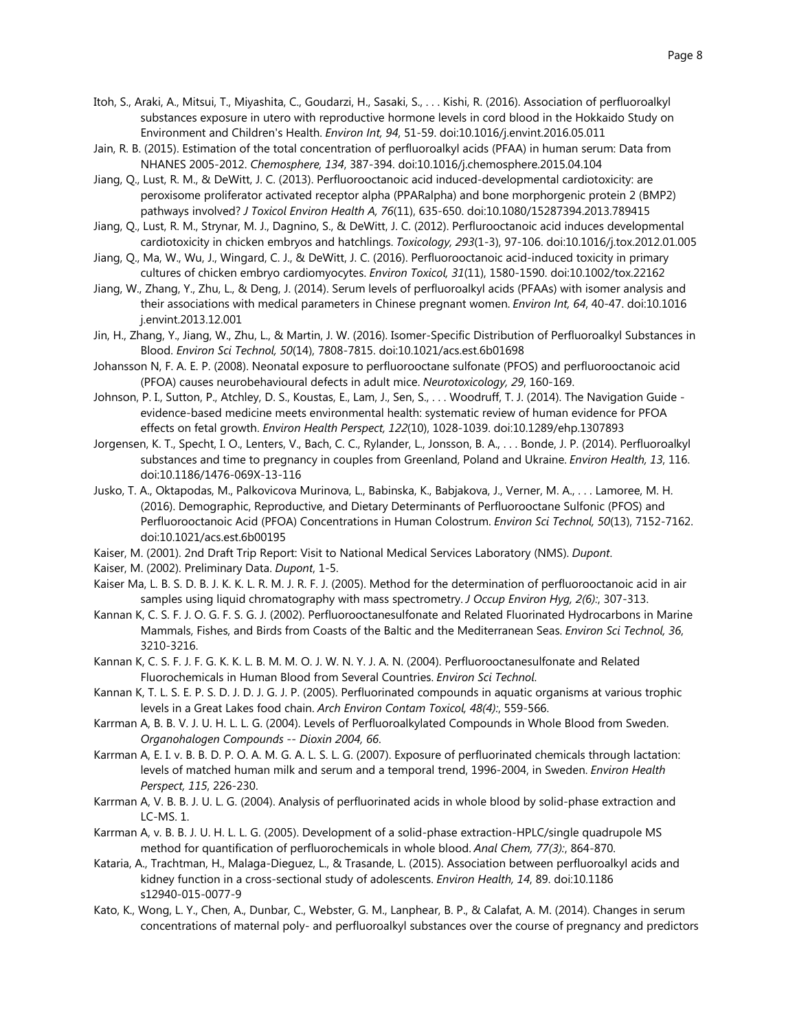Itoh, S., Araki, A., Mitsui, T., Miyashita, C., Goudarzi, H., Sasaki, S., . . . Kishi, R. (2016). Association of perfluoroalkyl substances exposure in utero with reproductive hormone levels in cord blood in the Hokkaido Study on Environment and Children's Health. *Environ Int, 94*, 51-59. doi:10.1016/j.envint.2016.05.011

Jain, R. B. (2015). Estimation of the total concentration of perfluoroalkyl acids (PFAA) in human serum: Data from NHANES 2005-2012. *Chemosphere, 134*, 387-394. doi:10.1016/j.chemosphere.2015.04.104

Jiang, Q., Lust, R. M., & DeWitt, J. C. (2013). Perfluorooctanoic acid induced-developmental cardiotoxicity: are peroxisome proliferator activated receptor alpha (PPARalpha) and bone morphorgenic protein 2 (BMP2) pathways involved? *J Toxicol Environ Health A, 76*(11), 635-650. doi:10.1080/15287394.2013.789415

Jiang, Q., Lust, R. M., Strynar, M. J., Dagnino, S., & DeWitt, J. C. (2012). Perflurooctanoic acid induces developmental cardiotoxicity in chicken embryos and hatchlings. *Toxicology, 293*(1-3), 97-106. doi:10.1016/j.tox.2012.01.005

Jiang, Q., Ma, W., Wu, J., Wingard, C. J., & DeWitt, J. C. (2016). Perfluorooctanoic acid-induced toxicity in primary cultures of chicken embryo cardiomyocytes. *Environ Toxicol, 31*(11), 1580-1590. doi:10.1002/tox.22162

Jiang, W., Zhang, Y., Zhu, L., & Deng, J. (2014). Serum levels of perfluoroalkyl acids (PFAAs) with isomer analysis and their associations with medical parameters in Chinese pregnant women. *Environ Int, 64*, 40-47. doi:10.1016 j.envint.2013.12.001

Jin, H., Zhang, Y., Jiang, W., Zhu, L., & Martin, J. W. (2016). Isomer-Specific Distribution of Perfluoroalkyl Substances in Blood. *Environ Sci Technol, 50*(14), 7808-7815. doi:10.1021/acs.est.6b01698

Johansson N, F. A. E. P. (2008). Neonatal exposure to perfluorooctane sulfonate (PFOS) and perfluorooctanoic acid (PFOA) causes neurobehavioural defects in adult mice. *Neurotoxicology, 29*, 160-169.

Johnson, P. I., Sutton, P., Atchley, D. S., Koustas, E., Lam, J., Sen, S., . . . Woodruff, T. J. (2014). The Navigation Guide - evidence-based medicine meets environmental health: systematic review of human evidence for PFOA effects on fetal growth. *Environ Health Perspect, 122*(10), 1028-1039. doi:10.1289/ehp.1307893

Jorgensen, K. T., Specht, I. O., Lenters, V., Bach, C. C., Rylander, L., Jonsson, B. A., . . . Bonde, J. P. (2014). Perfluoroalkyl substances and time to pregnancy in couples from Greenland, Poland and Ukraine. *Environ Health, 13*, 116. doi:10.1186/1476-069X-13-116

Jusko, T. A., Oktapodas, M., Palkovicova Murinova, L., Babinska, K., Babjakova, J., Verner, M. A., . . . Lamoree, M. H. (2016). Demographic, Reproductive, and Dietary Determinants of Perfluorooctane Sulfonic (PFOS) and Perfluorooctanoic Acid (PFOA) Concentrations in Human Colostrum. *Environ Sci Technol, 50*(13), 7152-7162. doi:10.1021/acs.est.6b00195

Kaiser, M. (2001). 2nd Draft Trip Report: Visit to National Medical Services Laboratory (NMS). *Dupont*.

Kaiser, M. (2002). Preliminary Data. *Dupont*, 1-5.

Kaiser Ma, L. B. S. D. B. J. K. K. L. R. M. J. R. F. J. (2005). Method for the determination of perfluorooctanoic acid in air samples using liquid chromatography with mass spectrometry. *J Occup Environ Hyg, 2(6):*, 307-313.

Kannan K, C. S. F. J. O. G. F. S. G. J. (2002). Perfluorooctanesulfonate and Related Fluorinated Hydrocarbons in Marine Mammals, Fishes, and Birds from Coasts of the Baltic and the Mediterranean Seas. *Environ Sci Technol, 36*, 3210-3216.

Kannan K, C. S. F. J. F. G. K. K. L. B. M. M. O. J. W. N. Y. J. A. N. (2004). Perfluorooctanesulfonate and Related Fluorochemicals in Human Blood from Several Countries. *Environ Sci Technol*.

Kannan K, T. L. S. E. P. S. D. J. D. J. G. J. P. (2005). Perfluorinated compounds in aquatic organisms at various trophic levels in a Great Lakes food chain. *Arch Environ Contam Toxicol, 48(4):*, 559-566.

Karrman A, B. B. V. J. U. H. L. L. G. (2004). Levels of Perfluoroalkylated Compounds in Whole Blood from Sweden. *Organohalogen Compounds -- Dioxin 2004, 66*.

Karrman A, E. I. v. B. B. D. P. O. A. M. G. A. L. S. L. G. (2007). Exposure of perfluorinated chemicals through lactation: levels of matched human milk and serum and a temporal trend, 1996-2004, in Sweden. *Environ Health Perspect, 115*, 226-230.

Karrman A, V. B. B. J. U. L. G. (2004). Analysis of perfluorinated acids in whole blood by solid-phase extraction and LC-MS. 1.

Karrman A, v. B. B. J. U. H. L. L. G. (2005). Development of a solid-phase extraction-HPLC/single quadrupole MS method for quantification of perfluorochemicals in whole blood. *Anal Chem, 77(3):*, 864-870.

Kataria, A., Trachtman, H., Malaga-Dieguez, L., & Trasande, L. (2015). Association between perfluoroalkyl acids and kidney function in a cross-sectional study of adolescents. *Environ Health, 14*, 89. doi:10.1186 s12940-015-0077-9

Kato, K., Wong, L. Y., Chen, A., Dunbar, C., Webster, G. M., Lanphear, B. P., & Calafat, A. M. (2014). Changes in serum concentrations of maternal poly- and perfluoroalkyl substances over the course of pregnancy and predictors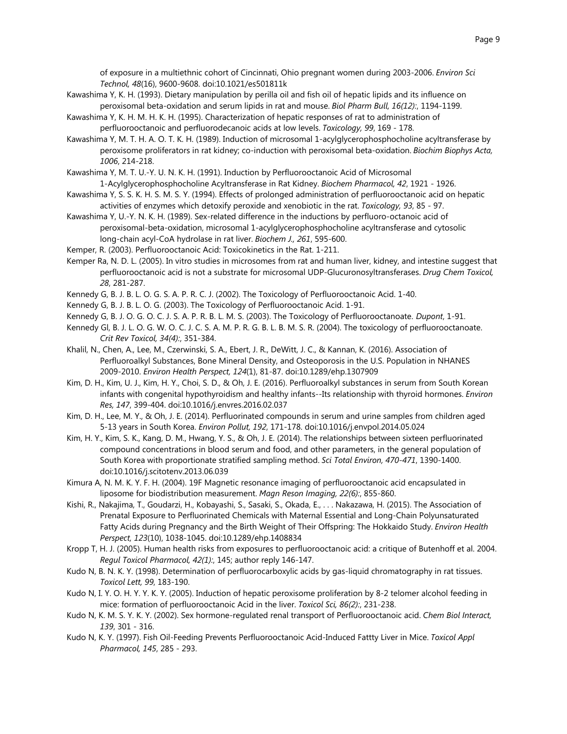of exposure in a multiethnic cohort of Cincinnati, Ohio pregnant women during 2003-2006. *Environ Sci Technol, 48*(16), 9600-9608. doi:10.1021/es501811k

Kawashima Y, K. H. (1993). Dietary manipulation by perilla oil and fish oil of hepatic lipids and its influence on peroxisomal beta-oxidation and serum lipids in rat and mouse. *Biol Pharm Bull, 16(12):*, 1194-1199.

Kawashima Y, K. H. M. H. K. H. (1995). Characterization of hepatic responses of rat to administration of perfluorooctanoic and perfluorodecanoic acids at low levels. *Toxicology, 99*, 169 - 178.

Kawashima Y, M. T. H. A. O. T. K. H. (1989). Induction of microsomal 1-acylglycerophosphocholine acyltransferase by peroxisome proliferators in rat kidney; co-induction with peroxisomal beta-oxidation. *Biochim Biophys Acta, 1006*, 214-218.

Kawashima Y, M. T. U.-Y. U. N. K. H. (1991). Induction by Perfluorooctanoic Acid of Microsomal 1-Acylglycerophosphocholine Acyltransferase in Rat Kidney. *Biochem Pharmacol, 42*, 1921 - 1926.

Kawashima Y, S. S. K. H. S. M. S. Y. (1994). Effects of prolonged administration of perfluorooctanoic acid on hepatic activities of enzymes which detoxify peroxide and xenobiotic in the rat. *Toxicology, 93*, 85 - 97.

Kawashima Y, U.-Y. N. K. H. (1989). Sex-related difference in the inductions by perfluoro-octanoic acid of peroxisomal-beta-oxidation, microsomal 1-acylglycerophosphocholine acyltransferase and cytosolic long-chain acyl-CoA hydrolase in rat liver. *Biochem J., 261*, 595-600.

Kemper, R. (2003). Perfluorooctanoic Acid: Toxicokinetics in the Rat. 1-211.

Kemper Ra, N. D. L. (2005). In vitro studies in microsomes from rat and human liver, kidney, and intestine suggest that perfluorooctanoic acid is not a substrate for microsomal UDP-Glucuronosyltransferases. *Drug Chem Toxicol, 28*, 281-287.

Kennedy G, B. J. B. L. O. G. S. A. P. R. C. J. (2002). The Toxicology of Perfluorooctanoic Acid. 1-40.

Kennedy G, B. J. B. L. O. G. (2003). The Toxicology of Perfluorooctanoic Acid. 1-91.

Kennedy G, B. J. O. G. O. C. J. S. A. P. R. B. L. M. S. (2003). The Toxicology of Perfluorooctanoate. *Dupont*, 1-91.

Kennedy Gl, B. J. L. O. G. W. O. C. J. C. S. A. M. P. R. G. B. L. B. M. S. R. (2004). The toxicology of perfluorooctanoate. *Crit Rev Toxicol, 34(4):*, 351-384.

Khalil, N., Chen, A., Lee, M., Czerwinski, S. A., Ebert, J. R., DeWitt, J. C., & Kannan, K. (2016). Association of Perfluoroalkyl Substances, Bone Mineral Density, and Osteoporosis in the U.S. Population in NHANES 2009-2010. *Environ Health Perspect, 124*(1), 81-87. doi:10.1289/ehp.1307909

Kim, D. H., Kim, U. J., Kim, H. Y., Choi, S. D., & Oh, J. E. (2016). Perfluoroalkyl substances in serum from South Korean infants with congenital hypothyroidism and healthy infants--Its relationship with thyroid hormones. *Environ Res, 147*, 399-404. doi:10.1016/j.envres.2016.02.037

Kim, D. H., Lee, M. Y., & Oh, J. E. (2014). Perfluorinated compounds in serum and urine samples from children aged 5-13 years in South Korea. *Environ Pollut, 192*, 171-178. doi:10.1016/j.envpol.2014.05.024

Kim, H. Y., Kim, S. K., Kang, D. M., Hwang, Y. S., & Oh, J. E. (2014). The relationships between sixteen perfluorinated compound concentrations in blood serum and food, and other parameters, in the general population of South Korea with proportionate stratified sampling method. *Sci Total Environ, 470-471*, 1390-1400. doi:10.1016/j.scitotenv.2013.06.039

Kimura A, N. M. K. Y. F. H. (2004). 19F Magnetic resonance imaging of perfluorooctanoic acid encapsulated in liposome for biodistribution measurement. *Magn Reson Imaging, 22(6):*, 855-860.

Kishi, R., Nakajima, T., Goudarzi, H., Kobayashi, S., Sasaki, S., Okada, E., . . . Nakazawa, H. (2015). The Association of Prenatal Exposure to Perfluorinated Chemicals with Maternal Essential and Long-Chain Polyunsaturated Fatty Acids during Pregnancy and the Birth Weight of Their Offspring: The Hokkaido Study. *Environ Health Perspect, 123*(10), 1038-1045. doi:10.1289/ehp.1408834

Kropp T, H. J. (2005). Human health risks from exposures to perfluorooctanoic acid: a critique of Butenhoff et al. 2004. *Regul Toxicol Pharmacol, 42(1):*, 145; author reply 146-147.

Kudo N, B. N. K. Y. (1998). Determination of perfluorocarboxylic acids by gas-liquid chromatography in rat tissues. *Toxicol Lett, 99*, 183-190.

Kudo N, I. Y. O. H. Y. Y. K. Y. (2005). Induction of hepatic peroxisome proliferation by 8-2 telomer alcohol feeding in mice: formation of perfluorooctanoic Acid in the liver. *Toxicol Sci, 86(2):*, 231-238.

Kudo N, K. M. S. Y. K. Y. (2002). Sex hormone-regulated renal transport of Perfluorooctanoic acid. *Chem Biol Interact, 139*, 301 - 316.

Kudo N, K. Y. (1997). Fish Oil-Feeding Prevents Perfluorooctanoic Acid-Induced Fattty Liver in Mice. *Toxicol Appl Pharmacol, 145*, 285 - 293.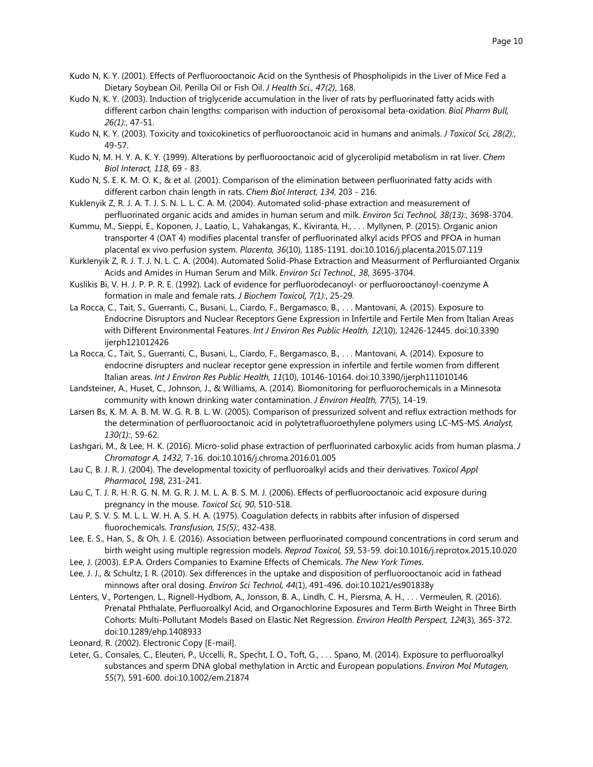Kudo N, K. Y. (2001). Effects of Perfluorooctanoic Acid on the Synthesis of Phospholipids in the Liver of Mice Fed a Dietary Soybean Oil, Perilla Oil or Fish Oil. *J Health Sci., 47(2)*, 168.

Kudo N, K. Y. (2003). Induction of triglyceride accumulation in the liver of rats by perfluorinated fatty acids with different carbon chain lengths: comparison with induction of peroxisomal beta-oxidation. *Biol Pharm Bull, 26(1):*, 47-51.

Kudo N, K. Y. (2003). Toxicity and toxicokinetics of perfluorooctanoic acid in humans and animals. *J Toxicol Sci, 28(2):*, 49-57.

Kudo N, M. H. Y. A. K. Y. (1999). Alterations by perfluorooctanoic acid of glycerolipid metabolism in rat liver. *Chem Biol Interact, 118*, 69 - 83.

Kudo N, S. E. K. M. O. K., & et al. (2001). Comparison of the elimination between perfluorinated fatty acids with different carbon chain length in rats. *Chem Biol Interact, 134*, 203 - 216.

Kuklenyik Z, R. J. A. T. J. S. N. L. L. C. A. M. (2004). Automated solid-phase extraction and measurement of perfluorinated organic acids and amides in human serum and milk. *Environ Sci Technol, 38(13):*, 3698-3704.

Kummu, M., Sieppi, E., Koponen, J., Laatio, L., Vahakangas, K., Kiviranta, H., . . . Myllynen, P. (2015). Organic anion transporter 4 (OAT 4) modifies placental transfer of perfluorinated alkyl acids PFOS and PFOA in human placental ex vivo perfusion system. *Placenta, 36*(10), 1185-1191. doi:10.1016/j.placenta.2015.07.119

Kurklenyik Z, R. J. T. J. N. L. C. A. (2004). Automated Solid-Phase Extraction and Measurment of Perfluroianted Organix Acids and Amides in Human Serum and Milk. *Environ Sci Technol., 38*, 3695-3704.

Kuslikis Bi, V. H. J. P. P. R. E. (1992). Lack of evidence for perfluorodecanoyl- or perfluorooctanoyl-coenzyme A formation in male and female rats. *J Biochem Toxicol, 7(1):*, 25-29.

La Rocca, C., Tait, S., Guerranti, C., Busani, L., Ciardo, F., Bergamasco, B., . . . Mantovani, A. (2015). Exposure to Endocrine Disruptors and Nuclear Receptors Gene Expression in Infertile and Fertile Men from Italian Areas with Different Environmental Features. *Int J Environ Res Public Health, 12*(10), 12426-12445. doi:10.3390 ijerph121012426

La Rocca, C., Tait, S., Guerranti, C., Busani, L., Ciardo, F., Bergamasco, B., . . . Mantovani, A. (2014). Exposure to endocrine disrupters and nuclear receptor gene expression in infertile and fertile women from different Italian areas. *Int J Environ Res Public Health, 11*(10), 10146-10164. doi:10.3390/ijerph111010146

Landsteiner, A., Huset, C., Johnson, J., & Williams, A. (2014). Biomonitoring for perfluorochemicals in a Minnesota community with known drinking water contamination. *J Environ Health, 77*(5), 14-19.

Larsen Bs, K. M. A. B. M. W. G. R. B. L. W. (2005). Comparison of pressurized solvent and reflux extraction methods for the determination of perfluorooctanoic acid in polytetrafluoroethylene polymers using LC-MS-MS. *Analyst, 130(1):*, 59-62.

Lashgari, M., & Lee, H. K. (2016). Micro-solid phase extraction of perfluorinated carboxylic acids from human plasma. *J Chromatogr A, 1432*, 7-16. doi:10.1016/j.chroma.2016.01.005

Lau C, B. J. R. J. (2004). The developmental toxicity of perfluoroalkyl acids and their derivatives. *Toxicol Appl Pharmacol, 198*, 231-241.

Lau C, T. J. R. H. R. G. N. M. G. R. J. M. L. A. B. S. M. J. (2006). Effects of perfluorooctanoic acid exposure during pregnancy in the mouse. *Toxicol Sci, 90*, 510-518.

Lau P, S. V. S. M. L. L. W. H. A. S. H. A. (1975). Coagulation defects in rabbits after infusion of dispersed fluorochemicals. *Transfusion, 15(5):*, 432-438.

Lee, E. S., Han, S., & Oh, J. E. (2016). Association between perfluorinated compound concentrations in cord serum and birth weight using multiple regression models. *Reprod Toxicol, 59*, 53-59. doi:10.1016/j.reprotox.2015.10.020

Lee, J. (2003). E.P.A. Orders Companies to Examine Effects of Chemicals. *The New York Times*.

Lee, J. J., & Schultz, I. R. (2010). Sex differences in the uptake and disposition of perfluorooctanoic acid in fathead minnows after oral dosing. *Environ Sci Technol, 44*(1), 491-496. doi:10.1021/es901838y

Lenters, V., Portengen, L., Rignell-Hydbom, A., Jonsson, B. A., Lindh, C. H., Piersma, A. H., . . . Vermeulen, R. (2016). Prenatal Phthalate, Perfluoroalkyl Acid, and Organochlorine Exposures and Term Birth Weight in Three Birth Cohorts: Multi-Pollutant Models Based on Elastic Net Regression. *Environ Health Perspect, 124*(3), 365-372. doi:10.1289/ehp.1408933

Leonard, R. (2002). Electronic Copy [E-mail].

Leter, G., Consales, C., Eleuteri, P., Uccelli, R., Specht, I. O., Toft, G., . . . Spano, M. (2014). Exposure to perfluoroalkyl substances and sperm DNA global methylation in Arctic and European populations. *Environ Mol Mutagen, 55*(7), 591-600. doi:10.1002/em.21874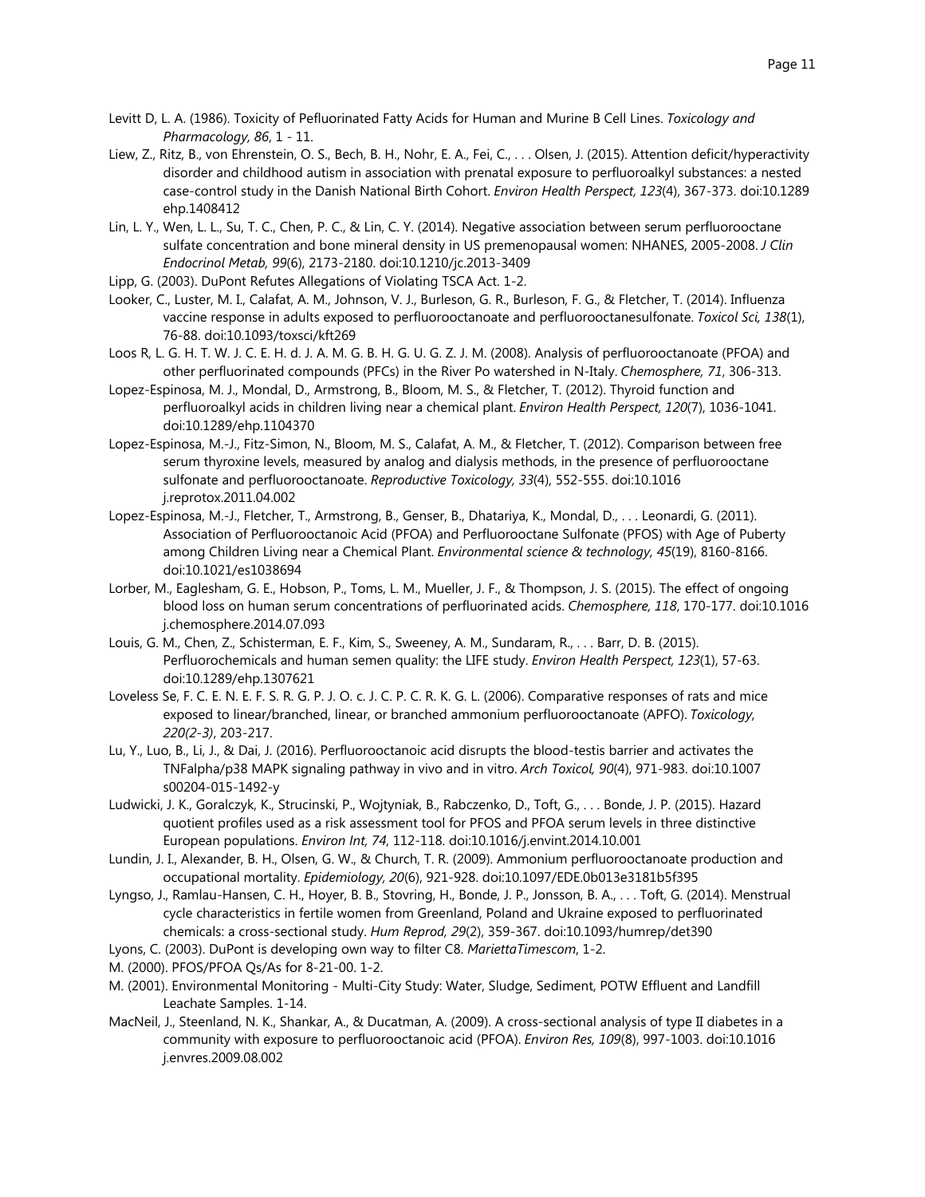Levitt D, L. A. (1986). Toxicity of Pefluorinated Fatty Acids for Human and Murine B Cell Lines. *Toxicology and Pharmacology, 86*, 1 - 11.

Liew, Z., Ritz, B., von Ehrenstein, O. S., Bech, B. H., Nohr, E. A., Fei, C., . . . Olsen, J. (2015). Attention deficit/hyperactivity disorder and childhood autism in association with prenatal exposure to perfluoroalkyl substances: a nested case-control study in the Danish National Birth Cohort. *Environ Health Perspect, 123*(4), 367-373. doi:10.1289 ehp.1408412

Lin, L. Y., Wen, L. L., Su, T. C., Chen, P. C., & Lin, C. Y. (2014). Negative association between serum perfluorooctane sulfate concentration and bone mineral density in US premenopausal women: NHANES, 2005-2008. *J Clin Endocrinol Metab, 99*(6), 2173-2180. doi:10.1210/jc.2013-3409

Lipp, G. (2003). DuPont Refutes Allegations of Violating TSCA Act. 1-2.

Looker, C., Luster, M. I., Calafat, A. M., Johnson, V. J., Burleson, G. R., Burleson, F. G., & Fletcher, T. (2014). Influenza vaccine response in adults exposed to perfluorooctanoate and perfluorooctanesulfonate. *Toxicol Sci, 138*(1), 76-88. doi:10.1093/toxsci/kft269

Loos R, L. G. H. T. W. J. C. E. H. d. J. A. M. G. B. H. G. U. G. Z. J. M. (2008). Analysis of perfluorooctanoate (PFOA) and other perfluorinated compounds (PFCs) in the River Po watershed in N-Italy. *Chemosphere, 71*, 306-313.

Lopez-Espinosa, M. J., Mondal, D., Armstrong, B., Bloom, M. S., & Fletcher, T. (2012). Thyroid function and perfluoroalkyl acids in children living near a chemical plant. *Environ Health Perspect, 120*(7), 1036-1041. doi:10.1289/ehp.1104370

Lopez-Espinosa, M.-J., Fitz-Simon, N., Bloom, M. S., Calafat, A. M., & Fletcher, T. (2012). Comparison between free serum thyroxine levels, measured by analog and dialysis methods, in the presence of perfluorooctane sulfonate and perfluorooctanoate. *Reproductive Toxicology, 33*(4), 552-555. doi:10.1016 j.reprotox.2011.04.002

Lopez-Espinosa, M.-J., Fletcher, T., Armstrong, B., Genser, B., Dhatariya, K., Mondal, D., . . . Leonardi, G. (2011). Association of Perfluorooctanoic Acid (PFOA) and Perfluorooctane Sulfonate (PFOS) with Age of Puberty among Children Living near a Chemical Plant. *Environmental science & technology, 45*(19), 8160-8166. doi:10.1021/es1038694

Lorber, M., Eaglesham, G. E., Hobson, P., Toms, L. M., Mueller, J. F., & Thompson, J. S. (2015). The effect of ongoing blood loss on human serum concentrations of perfluorinated acids. *Chemosphere, 118*, 170-177. doi:10.1016 j.chemosphere.2014.07.093

Louis, G. M., Chen, Z., Schisterman, E. F., Kim, S., Sweeney, A. M., Sundaram, R., . . . Barr, D. B. (2015). Perfluorochemicals and human semen quality: the LIFE study. *Environ Health Perspect, 123*(1), 57-63. doi:10.1289/ehp.1307621

Loveless Se, F. C. E. N. E. F. S. R. G. P. J. O. c. J. C. P. C. R. K. G. L. (2006). Comparative responses of rats and mice exposed to linear/branched, linear, or branched ammonium perfluorooctanoate (APFO). *Toxicology, 220(2-3)*, 203-217.

Lu, Y., Luo, B., Li, J., & Dai, J. (2016). Perfluorooctanoic acid disrupts the blood-testis barrier and activates the TNFalpha/p38 MAPK signaling pathway in vivo and in vitro. *Arch Toxicol, 90*(4), 971-983. doi:10.1007 s00204-015-1492-y

Ludwicki, J. K., Goralczyk, K., Strucinski, P., Wojtyniak, B., Rabczenko, D., Toft, G., . . . Bonde, J. P. (2015). Hazard quotient profiles used as a risk assessment tool for PFOS and PFOA serum levels in three distinctive European populations. *Environ Int, 74*, 112-118. doi:10.1016/j.envint.2014.10.001

Lundin, J. I., Alexander, B. H., Olsen, G. W., & Church, T. R. (2009). Ammonium perfluorooctanoate production and occupational mortality. *Epidemiology, 20*(6), 921-928. doi:10.1097/EDE.0b013e3181b5f395

Lyngso, J., Ramlau-Hansen, C. H., Hoyer, B. B., Stovring, H., Bonde, J. P., Jonsson, B. A., . . . Toft, G. (2014). Menstrual cycle characteristics in fertile women from Greenland, Poland and Ukraine exposed to perfluorinated chemicals: a cross-sectional study. *Hum Reprod, 29*(2), 359-367. doi:10.1093/humrep/det390

Lyons, C. (2003). DuPont is developing own way to filter C8. *MariettaTimescom*, 1-2.

M. (2000). PFOS/PFOA Qs/As for 8-21-00. 1-2.

M. (2001). Environmental Monitoring - Multi-City Study: Water, Sludge, Sediment, POTW Effluent and Landfill Leachate Samples. 1-14.

MacNeil, J., Steenland, N. K., Shankar, A., & Ducatman, A. (2009). A cross-sectional analysis of type II diabetes in a community with exposure to perfluorooctanoic acid (PFOA). *Environ Res, 109*(8), 997-1003. doi:10.1016 j.envres.2009.08.002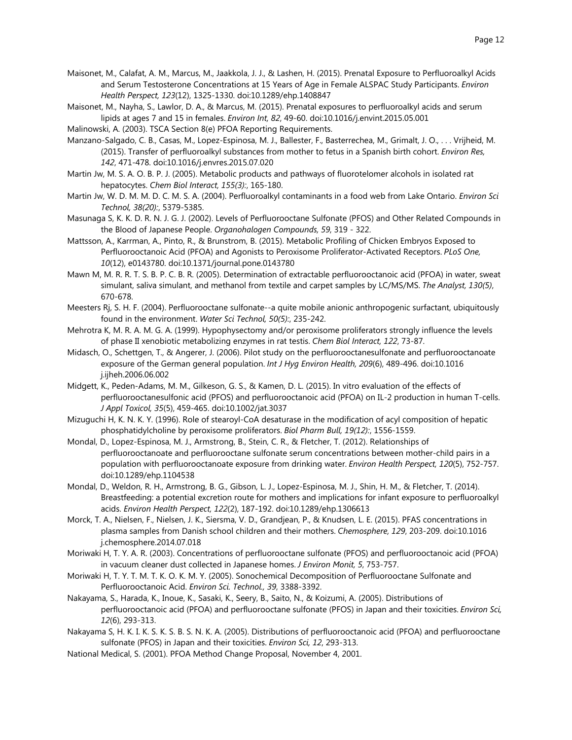Maisonet, M., Calafat, A. M., Marcus, M., Jaakkola, J. J., & Lashen, H. (2015). Prenatal Exposure to Perfluoroalkyl Acids and Serum Testosterone Concentrations at 15 Years of Age in Female ALSPAC Study Participants. *Environ Health Perspect, 123*(12), 1325-1330. doi:10.1289/ehp.1408847

Maisonet, M., Nayha, S., Lawlor, D. A., & Marcus, M. (2015). Prenatal exposures to perfluoroalkyl acids and serum lipids at ages 7 and 15 in females. *Environ Int, 82*, 49-60. doi:10.1016/j.envint.2015.05.001

Malinowski, A. (2003). TSCA Section 8(e) PFOA Reporting Requirements.

Manzano-Salgado, C. B., Casas, M., Lopez-Espinosa, M. J., Ballester, F., Basterrechea, M., Grimalt, J. O., . . . Vrijheid, M. (2015). Transfer of perfluoroalkyl substances from mother to fetus in a Spanish birth cohort. *Environ Res, 142*, 471-478. doi:10.1016/j.envres.2015.07.020

Martin Jw, M. S. A. O. B. P. J. (2005). Metabolic products and pathways of fluorotelomer alcohols in isolated rat hepatocytes. *Chem Biol Interact, 155(3):*, 165-180.

Martin Jw, W. D. M. M. D. C. M. S. A. (2004). Perfluoroalkyl contaminants in a food web from Lake Ontario. *Environ Sci Technol, 38(20):*, 5379-5385.

Masunaga S, K. K. D. R. N. J. G. J. (2002). Levels of Perfluorooctane Sulfonate (PFOS) and Other Related Compounds in the Blood of Japanese People. *Organohalogen Compounds, 59*, 319 - 322.

Mattsson, A., Karrman, A., Pinto, R., & Brunstrom, B. (2015). Metabolic Profiling of Chicken Embryos Exposed to Perfluorooctanoic Acid (PFOA) and Agonists to Peroxisome Proliferator-Activated Receptors. *PLoS One, 10*(12), e0143780. doi:10.1371/journal.pone.0143780

Mawn M, M. R. R. T. S. B. P. C. B. R. (2005). Determination of extractable perfluorooctanoic acid (PFOA) in water, sweat simulant, saliva simulant, and methanol from textile and carpet samples by LC/MS/MS. *The Analyst, 130(5)*, 670-678.

Meesters Rj, S. H. F. (2004). Perfluorooctane sulfonate--a quite mobile anionic anthropogenic surfactant, ubiquitously found in the environment. *Water Sci Technol, 50(5):*, 235-242.

Mehrotra K, M. R. A. M. G. A. (1999). Hypophysectomy and/or peroxisome proliferators strongly influence the levels of phase II xenobiotic metabolizing enzymes in rat testis. *Chem Biol Interact, 122*, 73-87.

Midasch, O., Schettgen, T., & Angerer, J. (2006). Pilot study on the perfluorooctanesulfonate and perfluorooctanoate exposure of the German general population. *Int J Hyg Environ Health, 209*(6), 489-496. doi:10.1016 j.ijheh.2006.06.002

Midgett, K., Peden-Adams, M. M., Gilkeson, G. S., & Kamen, D. L. (2015). In vitro evaluation of the effects of perfluorooctanesulfonic acid (PFOS) and perfluorooctanoic acid (PFOA) on IL-2 production in human T-cells. *J Appl Toxicol, 35*(5), 459-465. doi:10.1002/jat.3037

Mizuguchi H, K. N. K. Y. (1996). Role of stearoyl-CoA desaturase in the modification of acyl composition of hepatic phosphatidylcholine by peroxisome proliferators. *Biol Pharm Bull, 19(12):*, 1556-1559.

Mondal, D., Lopez-Espinosa, M. J., Armstrong, B., Stein, C. R., & Fletcher, T. (2012). Relationships of perfluorooctanoate and perfluorooctane sulfonate serum concentrations between mother-child pairs in a population with perfluorooctanoate exposure from drinking water. *Environ Health Perspect, 120*(5), 752-757. doi:10.1289/ehp.1104538

Mondal, D., Weldon, R. H., Armstrong, B. G., Gibson, L. J., Lopez-Espinosa, M. J., Shin, H. M., & Fletcher, T. (2014). Breastfeeding: a potential excretion route for mothers and implications for infant exposure to perfluoroalkyl acids. *Environ Health Perspect, 122*(2), 187-192. doi:10.1289/ehp.1306613

Morck, T. A., Nielsen, F., Nielsen, J. K., Siersma, V. D., Grandjean, P., & Knudsen, L. E. (2015). PFAS concentrations in plasma samples from Danish school children and their mothers. *Chemosphere, 129*, 203-209. doi:10.1016 j.chemosphere.2014.07.018

Moriwaki H, T. Y. A. R. (2003). Concentrations of perfluorooctane sulfonate (PFOS) and perfluorooctanoic acid (PFOA) in vacuum cleaner dust collected in Japanese homes. *J Environ Monit, 5*, 753-757.

Moriwaki H, T. Y. T. M. T. K. O. K. M. Y. (2005). Sonochemical Decomposition of Perfluorooctane Sulfonate and Perfluorooctanoic Acid. *Environ Sci. Technol., 39*, 3388-3392.

Nakayama, S., Harada, K., Inoue, K., Sasaki, K., Seery, B., Saito, N., & Koizumi, A. (2005). Distributions of perfluorooctanoic acid (PFOA) and perfluorooctane sulfonate (PFOS) in Japan and their toxicities. *Environ Sci, 12*(6), 293-313.

Nakayama S, H. K. I. K. S. K. S. B. S. N. K. A. (2005). Distributions of perfluorooctanoic acid (PFOA) and perfluorooctane sulfonate (PFOS) in Japan and their toxicities. *Environ Sci, 12*, 293-313.

National Medical, S. (2001). PFOA Method Change Proposal, November 4, 2001.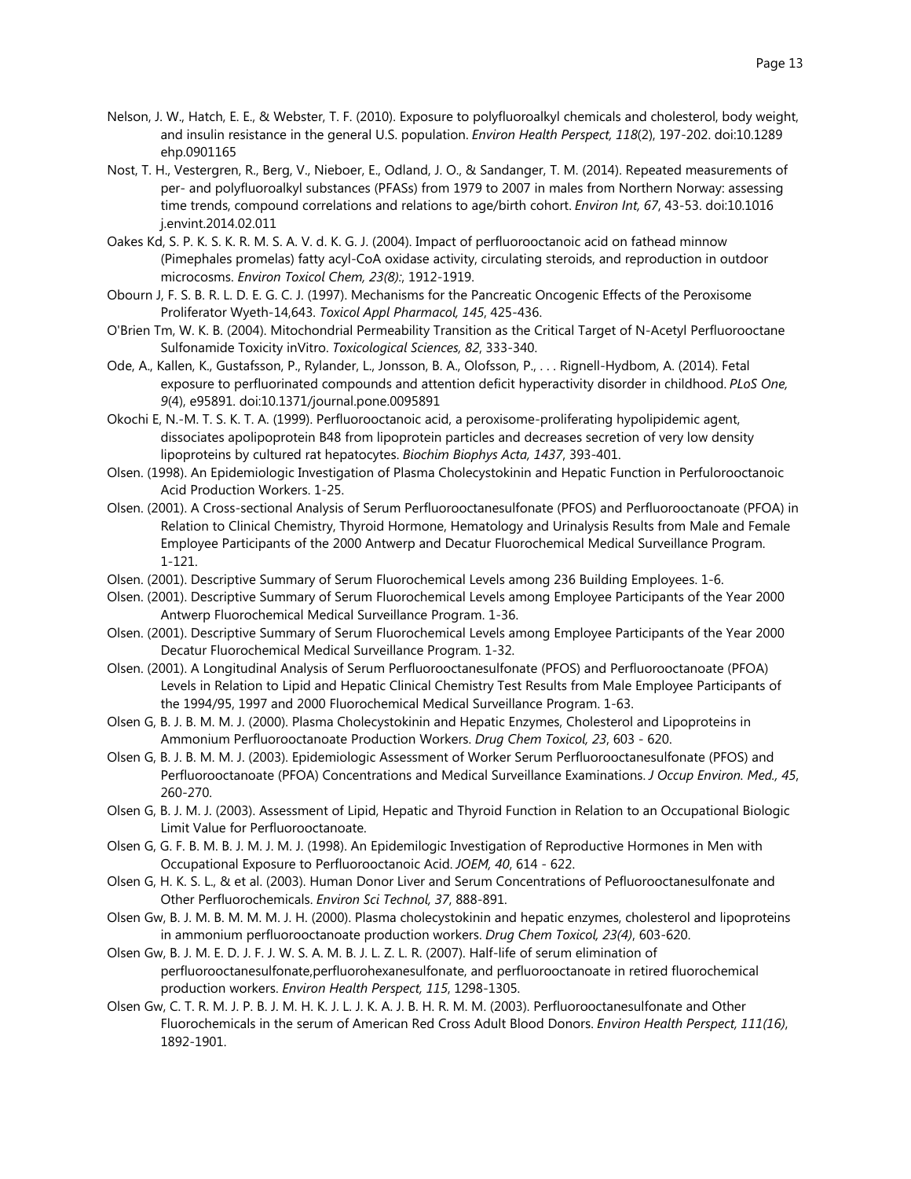Nelson, J. W., Hatch, E. E., & Webster, T. F. (2010). Exposure to polyfluoroalkyl chemicals and cholesterol, body weight, and insulin resistance in the general U.S. population. *Environ Health Perspect, 118*(2), 197-202. doi:10.1289 ehp.0901165

Nost, T. H., Vestergren, R., Berg, V., Nieboer, E., Odland, J. O., & Sandanger, T. M. (2014). Repeated measurements of per- and polyfluoroalkyl substances (PFASs) from 1979 to 2007 in males from Northern Norway: assessing time trends, compound correlations and relations to age/birth cohort. *Environ Int, 67*, 43-53. doi:10.1016 j.envint.2014.02.011

Oakes Kd, S. P. K. S. K. R. M. S. A. V. d. K. G. J. (2004). Impact of perfluorooctanoic acid on fathead minnow (Pimephales promelas) fatty acyl-CoA oxidase activity, circulating steroids, and reproduction in outdoor microcosms. *Environ Toxicol Chem, 23(8):*, 1912-1919.

Obourn J, F. S. B. R. L. D. E. G. C. J. (1997). Mechanisms for the Pancreatic Oncogenic Effects of the Peroxisome Proliferator Wyeth-14,643. *Toxicol Appl Pharmacol, 145*, 425-436.

O'Brien Tm, W. K. B. (2004). Mitochondrial Permeability Transition as the Critical Target of N-Acetyl Perfluorooctane Sulfonamide Toxicity inVitro. *Toxicological Sciences, 82*, 333-340.

Ode, A., Kallen, K., Gustafsson, P., Rylander, L., Jonsson, B. A., Olofsson, P., . . . Rignell-Hydbom, A. (2014). Fetal exposure to perfluorinated compounds and attention deficit hyperactivity disorder in childhood. *PLoS One, 9*(4), e95891. doi:10.1371/journal.pone.0095891

Okochi E, N.-M. T. S. K. T. A. (1999). Perfluorooctanoic acid, a peroxisome-proliferating hypolipidemic agent, dissociates apolipoprotein B48 from lipoprotein particles and decreases secretion of very low density lipoproteins by cultured rat hepatocytes. *Biochim Biophys Acta, 1437*, 393-401.

Olsen. (1998). An Epidemiologic Investigation of Plasma Cholecystokinin and Hepatic Function in Perfulorooctanoic Acid Production Workers. 1-25.

Olsen. (2001). A Cross-sectional Analysis of Serum Perfluorooctanesulfonate (PFOS) and Perfluorooctanoate (PFOA) in Relation to Clinical Chemistry, Thyroid Hormone, Hematology and Urinalysis Results from Male and Female Employee Participants of the 2000 Antwerp and Decatur Fluorochemical Medical Surveillance Program. 1-121.

Olsen. (2001). Descriptive Summary of Serum Fluorochemical Levels among 236 Building Employees. 1-6.

Olsen. (2001). Descriptive Summary of Serum Fluorochemical Levels among Employee Participants of the Year 2000 Antwerp Fluorochemical Medical Surveillance Program. 1-36.

Olsen. (2001). Descriptive Summary of Serum Fluorochemical Levels among Employee Participants of the Year 2000 Decatur Fluorochemical Medical Surveillance Program. 1-32.

Olsen. (2001). A Longitudinal Analysis of Serum Perfluorooctanesulfonate (PFOS) and Perfluorooctanoate (PFOA) Levels in Relation to Lipid and Hepatic Clinical Chemistry Test Results from Male Employee Participants of the 1994/95, 1997 and 2000 Fluorochemical Medical Surveillance Program. 1-63.

Olsen G, B. J. B. M. M. J. (2000). Plasma Cholecystokinin and Hepatic Enzymes, Cholesterol and Lipoproteins in Ammonium Perfluorooctanoate Production Workers. *Drug Chem Toxicol, 23*, 603 - 620.

Olsen G, B. J. B. M. M. J. (2003). Epidemiologic Assessment of Worker Serum Perfluorooctanesulfonate (PFOS) and Perfluorooctanoate (PFOA) Concentrations and Medical Surveillance Examinations. *J Occup Environ. Med., 45*, 260-270.

Olsen G, B. J. M. J. (2003). Assessment of Lipid, Hepatic and Thyroid Function in Relation to an Occupational Biologic Limit Value for Perfluorooctanoate.

Olsen G, G. F. B. M. B. J. M. J. M. J. (1998). An Epidemilogic Investigation of Reproductive Hormones in Men with Occupational Exposure to Perfluorooctanoic Acid. *JOEM, 40*, 614 - 622.

Olsen G, H. K. S. L., & et al. (2003). Human Donor Liver and Serum Concentrations of Pefluorooctanesulfonate and Other Perfluorochemicals. *Environ Sci Technol, 37*, 888-891.

Olsen Gw, B. J. M. B. M. M. M. J. H. (2000). Plasma cholecystokinin and hepatic enzymes, cholesterol and lipoproteins in ammonium perfluorooctanoate production workers. *Drug Chem Toxicol, 23(4)*, 603-620.

Olsen Gw, B. J. M. E. D. J. F. J. W. S. A. M. B. J. L. Z. L. R. (2007). Half-life of serum elimination of perfluorooctanesulfonate,perfluorohexanesulfonate, and perfluorooctanoate in retired fluorochemical production workers. *Environ Health Perspect, 115*, 1298-1305.

Olsen Gw, C. T. R. M. J. P. B. J. M. H. K. J. L. J. K. A. J. B. H. R. M. M. (2003). Perfluorooctanesulfonate and Other Fluorochemicals in the serum of American Red Cross Adult Blood Donors. *Environ Health Perspect, 111(16)*, 1892-1901.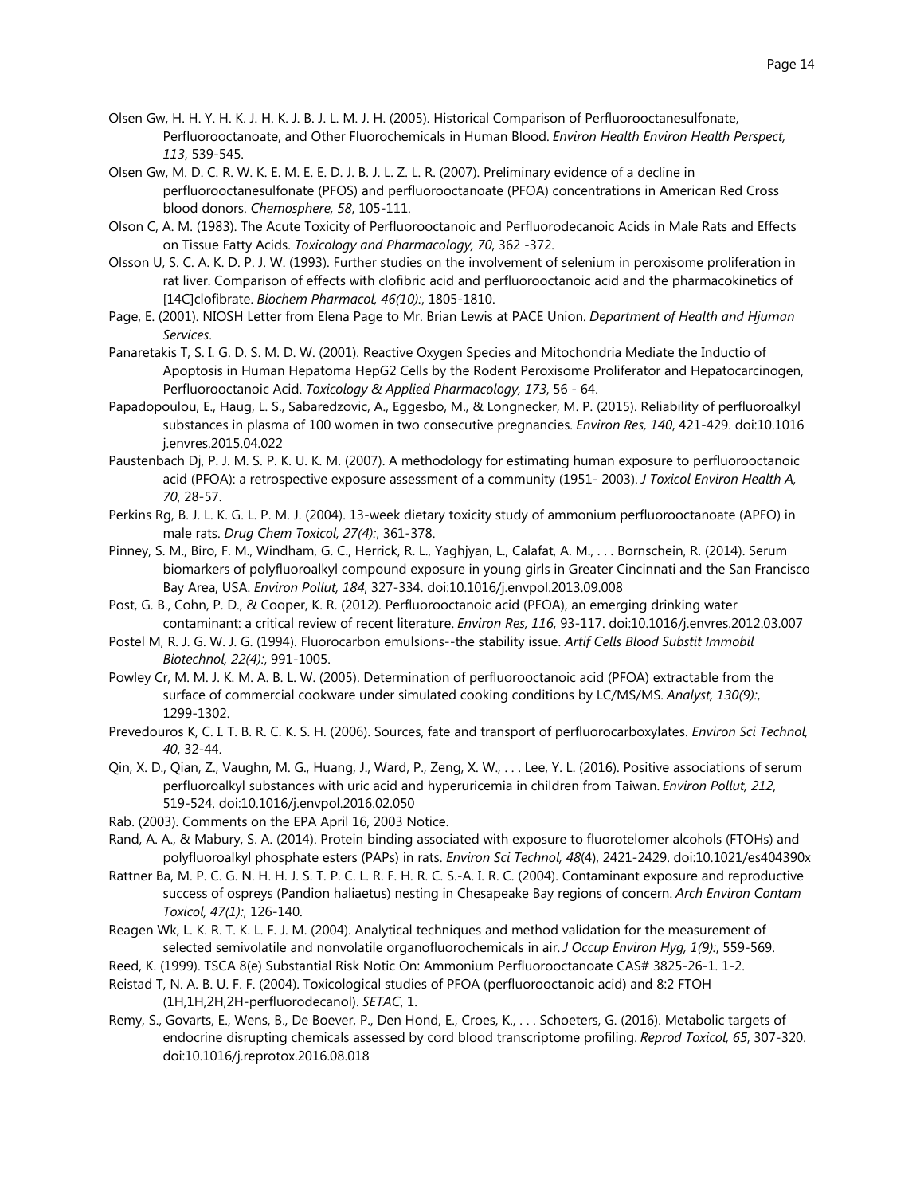Olsen Gw, H. H. Y. H. K. J. H. K. J. B. J. L. M. J. H. (2005). Historical Comparison of Perfluorooctanesulfonate, Perfluorooctanoate, and Other Fluorochemicals in Human Blood. *Environ Health Environ Health Perspect, 113*, 539-545.

Olsen Gw, M. D. C. R. W. K. E. M. E. E. D. J. B. J. L. Z. L. R. (2007). Preliminary evidence of a decline in perfluorooctanesulfonate (PFOS) and perfluorooctanoate (PFOA) concentrations in American Red Cross blood donors. *Chemosphere, 58*, 105-111.

Olson C, A. M. (1983). The Acute Toxicity of Perfluorooctanoic and Perfluorodecanoic Acids in Male Rats and Effects on Tissue Fatty Acids. *Toxicology and Pharmacology, 70*, 362 -372.

Olsson U, S. C. A. K. D. P. J. W. (1993). Further studies on the involvement of selenium in peroxisome proliferation in rat liver. Comparison of effects with clofibric acid and perfluorooctanoic acid and the pharmacokinetics of [14C]clofibrate. *Biochem Pharmacol, 46(10):*, 1805-1810.

Page, E. (2001). NIOSH Letter from Elena Page to Mr. Brian Lewis at PACE Union. *Department of Health and Hjuman Services*.

Panaretakis T, S. I. G. D. S. M. D. W. (2001). Reactive Oxygen Species and Mitochondria Mediate the Inductio of Apoptosis in Human Hepatoma HepG2 Cells by the Rodent Peroxisome Proliferator and Hepatocarcinogen, Perfluorooctanoic Acid. *Toxicology & Applied Pharmacology, 173*, 56 - 64.

Papadopoulou, E., Haug, L. S., Sabaredzovic, A., Eggesbo, M., & Longnecker, M. P. (2015). Reliability of perfluoroalkyl substances in plasma of 100 women in two consecutive pregnancies. *Environ Res, 140*, 421-429. doi:10.1016 j.envres.2015.04.022

Paustenbach Dj, P. J. M. S. P. K. U. K. M. (2007). A methodology for estimating human exposure to perfluorooctanoic acid (PFOA): a retrospective exposure assessment of a community (1951- 2003). *J Toxicol Environ Health A, 70*, 28-57.

Perkins Rg, B. J. L. K. G. L. P. M. J. (2004). 13-week dietary toxicity study of ammonium perfluorooctanoate (APFO) in male rats. *Drug Chem Toxicol, 27(4):*, 361-378.

Pinney, S. M., Biro, F. M., Windham, G. C., Herrick, R. L., Yaghjyan, L., Calafat, A. M., . . . Bornschein, R. (2014). Serum biomarkers of polyfluoroalkyl compound exposure in young girls in Greater Cincinnati and the San Francisco Bay Area, USA. *Environ Pollut, 184*, 327-334. doi:10.1016/j.envpol.2013.09.008

Post, G. B., Cohn, P. D., & Cooper, K. R. (2012). Perfluorooctanoic acid (PFOA), an emerging drinking water contaminant: a critical review of recent literature. *Environ Res, 116*, 93-117. doi:10.1016/j.envres.2012.03.007

Postel M, R. J. G. W. J. G. (1994). Fluorocarbon emulsions--the stability issue. *Artif Cells Blood Substit Immobil Biotechnol, 22(4):*, 991-1005.

Powley Cr, M. M. J. K. M. A. B. L. W. (2005). Determination of perfluorooctanoic acid (PFOA) extractable from the surface of commercial cookware under simulated cooking conditions by LC/MS/MS. *Analyst, 130(9):*, 1299-1302.

Prevedouros K, C. I. T. B. R. C. K. S. H. (2006). Sources, fate and transport of perfluorocarboxylates. *Environ Sci Technol, 40*, 32-44.

Qin, X. D., Qian, Z., Vaughn, M. G., Huang, J., Ward, P., Zeng, X. W., . . . Lee, Y. L. (2016). Positive associations of serum perfluoroalkyl substances with uric acid and hyperuricemia in children from Taiwan. *Environ Pollut, 212*, 519-524. doi:10.1016/j.envpol.2016.02.050

Rab. (2003). Comments on the EPA April 16, 2003 Notice.

Rand, A. A., & Mabury, S. A. (2014). Protein binding associated with exposure to fluorotelomer alcohols (FTOHs) and polyfluoroalkyl phosphate esters (PAPs) in rats. *Environ Sci Technol, 48*(4), 2421-2429. doi:10.1021/es404390x

Rattner Ba, M. P. C. G. N. H. H. J. S. T. P. C. L. R. F. H. R. C. S.-A. I. R. C. (2004). Contaminant exposure and reproductive success of ospreys (Pandion haliaetus) nesting in Chesapeake Bay regions of concern. *Arch Environ Contam Toxicol, 47(1):*, 126-140.

Reagen Wk, L. K. R. T. K. L. F. J. M. (2004). Analytical techniques and method validation for the measurement of selected semivolatile and nonvolatile organofluorochemicals in air. *J Occup Environ Hyg, 1(9):*, 559-569.

Reed, K. (1999). TSCA 8(e) Substantial Risk Notic On: Ammonium Perfluorooctanoate CAS# 3825-26-1. 1-2.

Reistad T, N. A. B. U. F. F. (2004). Toxicological studies of PFOA (perfluorooctanoic acid) and 8:2 FTOH (1H,1H,2H,2H-perfluorodecanol). *SETAC*, 1.

Remy, S., Govarts, E., Wens, B., De Boever, P., Den Hond, E., Croes, K., . . . Schoeters, G. (2016). Metabolic targets of endocrine disrupting chemicals assessed by cord blood transcriptome profiling. *Reprod Toxicol, 65*, 307-320. doi:10.1016/j.reprotox.2016.08.018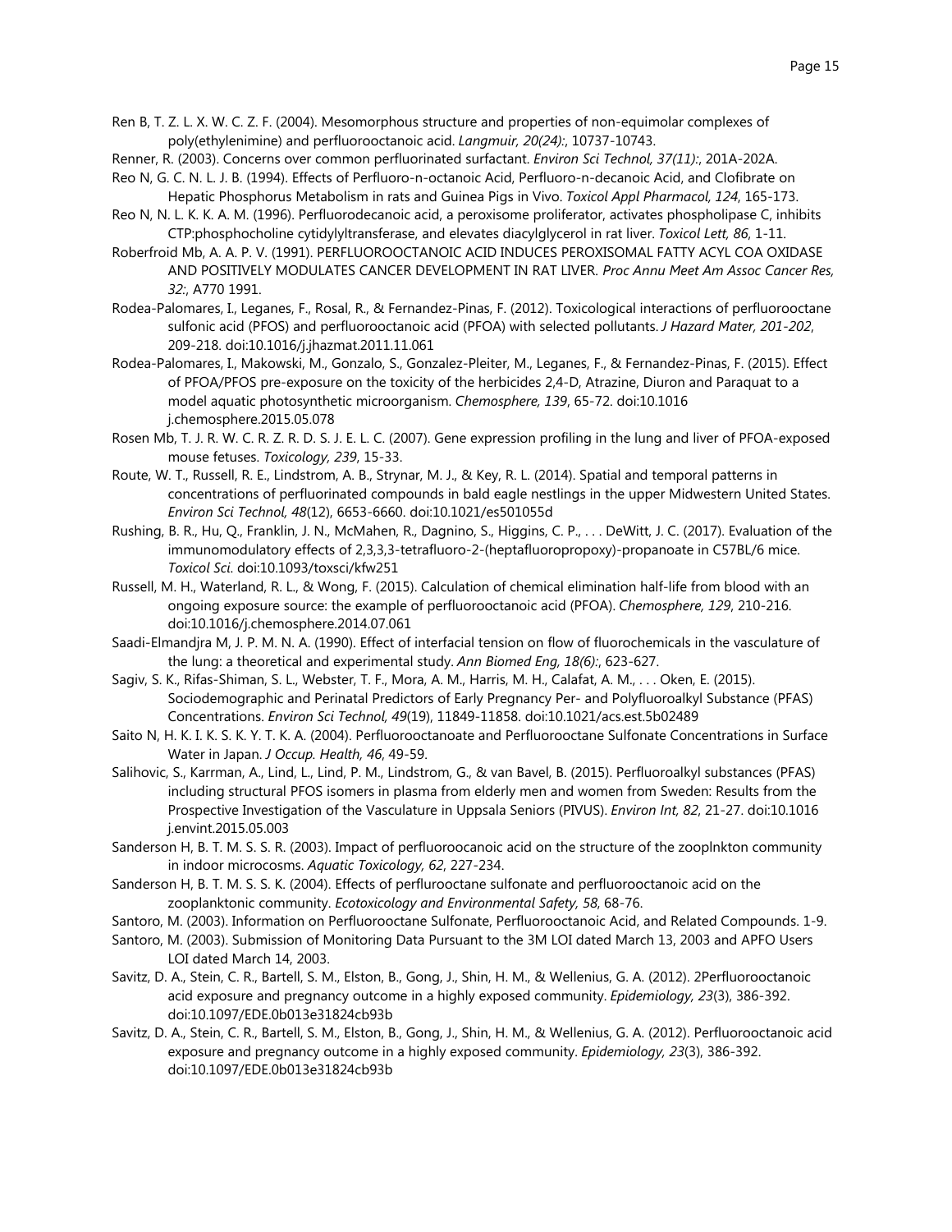Ren B, T. Z. L. X. W. C. Z. F. (2004). Mesomorphous structure and properties of non-equimolar complexes of poly(ethylenimine) and perfluorooctanoic acid. *Langmuir, 20(24):*, 10737-10743.

Renner, R. (2003). Concerns over common perfluorinated surfactant. *Environ Sci Technol, 37(11):*, 201A-202A.

Reo N, G. C. N. L. J. B. (1994). Effects of Perfluoro-n-octanoic Acid, Perfluoro-n-decanoic Acid, and Clofibrate on Hepatic Phosphorus Metabolism in rats and Guinea Pigs in Vivo. *Toxicol Appl Pharmacol, 124*, 165-173.

Reo N, N. L. K. K. A. M. (1996). Perfluorodecanoic acid, a peroxisome proliferator, activates phospholipase C, inhibits CTP:phosphocholine cytidylyltransferase, and elevates diacylglycerol in rat liver. *Toxicol Lett, 86*, 1-11.

Roberfroid Mb, A. A. P. V. (1991). PERFLUOROOCTANOIC ACID INDUCES PEROXISOMAL FATTY ACYL COA OXIDASE AND POSITIVELY MODULATES CANCER DEVELOPMENT IN RAT LIVER. *Proc Annu Meet Am Assoc Cancer Res, 32:*, A770 1991.

Rodea-Palomares, I., Leganes, F., Rosal, R., & Fernandez-Pinas, F. (2012). Toxicological interactions of perfluorooctane sulfonic acid (PFOS) and perfluorooctanoic acid (PFOA) with selected pollutants. *J Hazard Mater, 201-202*, 209-218. doi:10.1016/j.jhazmat.2011.11.061

Rodea-Palomares, I., Makowski, M., Gonzalo, S., Gonzalez-Pleiter, M., Leganes, F., & Fernandez-Pinas, F. (2015). Effect of PFOA/PFOS pre-exposure on the toxicity of the herbicides 2,4-D, Atrazine, Diuron and Paraquat to a model aquatic photosynthetic microorganism. *Chemosphere, 139*, 65-72. doi:10.1016 j.chemosphere.2015.05.078

Rosen Mb, T. J. R. W. C. R. Z. R. D. S. J. E. L. C. (2007). Gene expression profiling in the lung and liver of PFOA-exposed mouse fetuses. *Toxicology, 239*, 15-33.

Route, W. T., Russell, R. E., Lindstrom, A. B., Strynar, M. J., & Key, R. L. (2014). Spatial and temporal patterns in concentrations of perfluorinated compounds in bald eagle nestlings in the upper Midwestern United States. *Environ Sci Technol, 48*(12), 6653-6660. doi:10.1021/es501055d

Rushing, B. R., Hu, Q., Franklin, J. N., McMahen, R., Dagnino, S., Higgins, C. P., . . . DeWitt, J. C. (2017). Evaluation of the immunomodulatory effects of 2,3,3,3-tetrafluoro-2-(heptafluoropropoxy)-propanoate in C57BL/6 mice. *Toxicol Sci.* doi:10.1093/toxsci/kfw251

Russell, M. H., Waterland, R. L., & Wong, F. (2015). Calculation of chemical elimination half-life from blood with an ongoing exposure source: the example of perfluorooctanoic acid (PFOA). *Chemosphere, 129*, 210-216. doi:10.1016/j.chemosphere.2014.07.061

Saadi-Elmandjra M, J. P. M. N. A. (1990). Effect of interfacial tension on flow of fluorochemicals in the vasculature of the lung: a theoretical and experimental study. *Ann Biomed Eng, 18(6):*, 623-627.

Sagiv, S. K., Rifas-Shiman, S. L., Webster, T. F., Mora, A. M., Harris, M. H., Calafat, A. M., . . . Oken, E. (2015). Sociodemographic and Perinatal Predictors of Early Pregnancy Per- and Polyfluoroalkyl Substance (PFAS) Concentrations. *Environ Sci Technol, 49*(19), 11849-11858. doi:10.1021/acs.est.5b02489

Saito N, H. K. I. K. S. K. Y. T. K. A. (2004). Perfluorooctanoate and Perfluorooctane Sulfonate Concentrations in Surface Water in Japan. *J Occup. Health, 46*, 49-59.

Salihovic, S., Karrman, A., Lind, L., Lind, P. M., Lindstrom, G., & van Bavel, B. (2015). Perfluoroalkyl substances (PFAS) including structural PFOS isomers in plasma from elderly men and women from Sweden: Results from the Prospective Investigation of the Vasculature in Uppsala Seniors (PIVUS). *Environ Int, 82*, 21-27. doi:10.1016 j.envint.2015.05.003

Sanderson H, B. T. M. S. S. R. (2003). Impact of perfluoroocanoic acid on the structure of the zooplnkton community in indoor microcosms. *Aquatic Toxicology, 62*, 227-234.

Sanderson H, B. T. M. S. S. K. (2004). Effects of perflurooctane sulfonate and perfluorooctanoic acid on the zooplanktonic community. *Ecotoxicology and Environmental Safety, 58*, 68-76.

Santoro, M. (2003). Information on Perfluorooctane Sulfonate, Perfluorooctanoic Acid, and Related Compounds. 1-9.

Santoro, M. (2003). Submission of Monitoring Data Pursuant to the 3M LOI dated March 13, 2003 and APFO Users LOI dated March 14, 2003.

Savitz, D. A., Stein, C. R., Bartell, S. M., Elston, B., Gong, J., Shin, H. M., & Wellenius, G. A. (2012). 2Perfluorooctanoic acid exposure and pregnancy outcome in a highly exposed community. *Epidemiology, 23*(3), 386-392. doi:10.1097/EDE.0b013e31824cb93b

Savitz, D. A., Stein, C. R., Bartell, S. M., Elston, B., Gong, J., Shin, H. M., & Wellenius, G. A. (2012). Perfluorooctanoic acid exposure and pregnancy outcome in a highly exposed community. *Epidemiology, 23*(3), 386-392. doi:10.1097/EDE.0b013e31824cb93b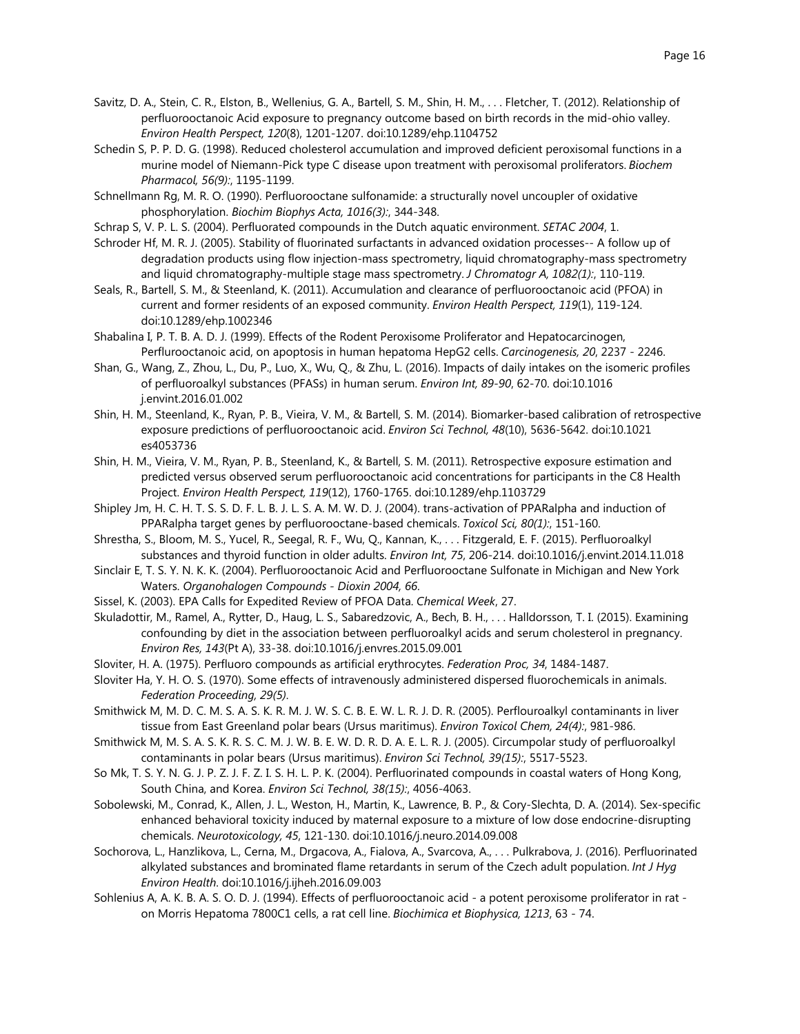Savitz, D. A., Stein, C. R., Elston, B., Wellenius, G. A., Bartell, S. M., Shin, H. M., . . . Fletcher, T. (2012). Relationship of perfluorooctanoic Acid exposure to pregnancy outcome based on birth records in the mid-ohio valley. *Environ Health Perspect, 120*(8), 1201-1207. doi:10.1289/ehp.1104752

Schedin S, P. P. D. G. (1998). Reduced cholesterol accumulation and improved deficient peroxisomal functions in a murine model of Niemann-Pick type C disease upon treatment with peroxisomal proliferators. *Biochem Pharmacol, 56(9):*, 1195-1199.

Schnellmann Rg, M. R. O. (1990). Perfluorooctane sulfonamide: a structurally novel uncoupler of oxidative phosphorylation. *Biochim Biophys Acta, 1016(3):*, 344-348.

Schrap S, V. P. L. S. (2004). Perfluorated compounds in the Dutch aquatic environment. *SETAC 2004*, 1.

Schroder Hf, M. R. J. (2005). Stability of fluorinated surfactants in advanced oxidation processes-- A follow up of degradation products using flow injection-mass spectrometry, liquid chromatography-mass spectrometry and liquid chromatography-multiple stage mass spectrometry. *J Chromatogr A, 1082(1):*, 110-119.

Seals, R., Bartell, S. M., & Steenland, K. (2011). Accumulation and clearance of perfluorooctanoic acid (PFOA) in current and former residents of an exposed community. *Environ Health Perspect, 119*(1), 119-124. doi:10.1289/ehp.1002346

Shabalina I, P. T. B. A. D. J. (1999). Effects of the Rodent Peroxisome Proliferator and Hepatocarcinogen, Perflurooctanoic acid, on apoptosis in human hepatoma HepG2 cells. *Carcinogenesis, 20*, 2237 - 2246.

Shan, G., Wang, Z., Zhou, L., Du, P., Luo, X., Wu, Q., & Zhu, L. (2016). Impacts of daily intakes on the isomeric profiles of perfluoroalkyl substances (PFASs) in human serum. *Environ Int, 89-90*, 62-70. doi:10.1016 j.envint.2016.01.002

Shin, H. M., Steenland, K., Ryan, P. B., Vieira, V. M., & Bartell, S. M. (2014). Biomarker-based calibration of retrospective exposure predictions of perfluorooctanoic acid. *Environ Sci Technol, 48*(10), 5636-5642. doi:10.1021 es4053736

Shin, H. M., Vieira, V. M., Ryan, P. B., Steenland, K., & Bartell, S. M. (2011). Retrospective exposure estimation and predicted versus observed serum perfluorooctanoic acid concentrations for participants in the C8 Health Project. *Environ Health Perspect, 119*(12), 1760-1765. doi:10.1289/ehp.1103729

Shipley Jm, H. C. H. T. S. S. D. F. L. B. J. L. S. A. M. W. D. J. (2004). trans-activation of PPARalpha and induction of PPARalpha target genes by perfluorooctane-based chemicals. *Toxicol Sci, 80(1):*, 151-160.

Shrestha, S., Bloom, M. S., Yucel, R., Seegal, R. F., Wu, Q., Kannan, K., . . . Fitzgerald, E. F. (2015). Perfluoroalkyl substances and thyroid function in older adults. *Environ Int, 75*, 206-214. doi:10.1016/j.envint.2014.11.018

Sinclair E, T. S. Y. N. K. K. (2004). Perfluorooctanoic Acid and Perfluorooctane Sulfonate in Michigan and New York Waters. *Organohalogen Compounds - Dioxin 2004, 66*.

Sissel, K. (2003). EPA Calls for Expedited Review of PFOA Data. *Chemical Week*, 27.

Skuladottir, M., Ramel, A., Rytter, D., Haug, L. S., Sabaredzovic, A., Bech, B. H., . . . Halldorsson, T. I. (2015). Examining confounding by diet in the association between perfluoroalkyl acids and serum cholesterol in pregnancy. *Environ Res, 143*(Pt A), 33-38. doi:10.1016/j.envres.2015.09.001

Sloviter, H. A. (1975). Perfluoro compounds as artificial erythrocytes. *Federation Proc, 34*, 1484-1487.

Sloviter Ha, Y. H. O. S. (1970). Some effects of intravenously administered dispersed fluorochemicals in animals. *Federation Proceeding, 29(5)*.

Smithwick M, M. D. C. M. S. A. S. K. R. M. J. W. S. C. B. E. W. L. R. J. D. R. (2005). Perflouroalkyl contaminants in liver tissue from East Greenland polar bears (Ursus maritimus). *Environ Toxicol Chem, 24(4):*, 981-986.

Smithwick M, M. S. A. S. K. R. S. C. M. J. W. B. E. W. D. R. D. A. E. L. R. J. (2005). Circumpolar study of perfluoroalkyl contaminants in polar bears (Ursus maritimus). *Environ Sci Technol, 39(15):*, 5517-5523.

So Mk, T. S. Y. N. G. J. P. Z. J. F. Z. I. S. H. L. P. K. (2004). Perfluorinated compounds in coastal waters of Hong Kong, South China, and Korea. *Environ Sci Technol, 38(15):*, 4056-4063.

Sobolewski, M., Conrad, K., Allen, J. L., Weston, H., Martin, K., Lawrence, B. P., & Cory-Slechta, D. A. (2014). Sex-specific enhanced behavioral toxicity induced by maternal exposure to a mixture of low dose endocrine-disrupting chemicals. *Neurotoxicology, 45*, 121-130. doi:10.1016/j.neuro.2014.09.008

Sochorova, L., Hanzlikova, L., Cerna, M., Drgacova, A., Fialova, A., Svarcova, A., . . . Pulkrabova, J. (2016). Perfluorinated alkylated substances and brominated flame retardants in serum of the Czech adult population. *Int J Hyg Environ Health*. doi:10.1016/j.ijheh.2016.09.003

Sohlenius A, A. K. B. A. S. O. D. J. (1994). Effects of perfluorooctanoic acid - a potent peroxisome proliferator in rat - on Morris Hepatoma 7800C1 cells, a rat cell line. *Biochimica et Biophysica, 1213*, 63 - 74.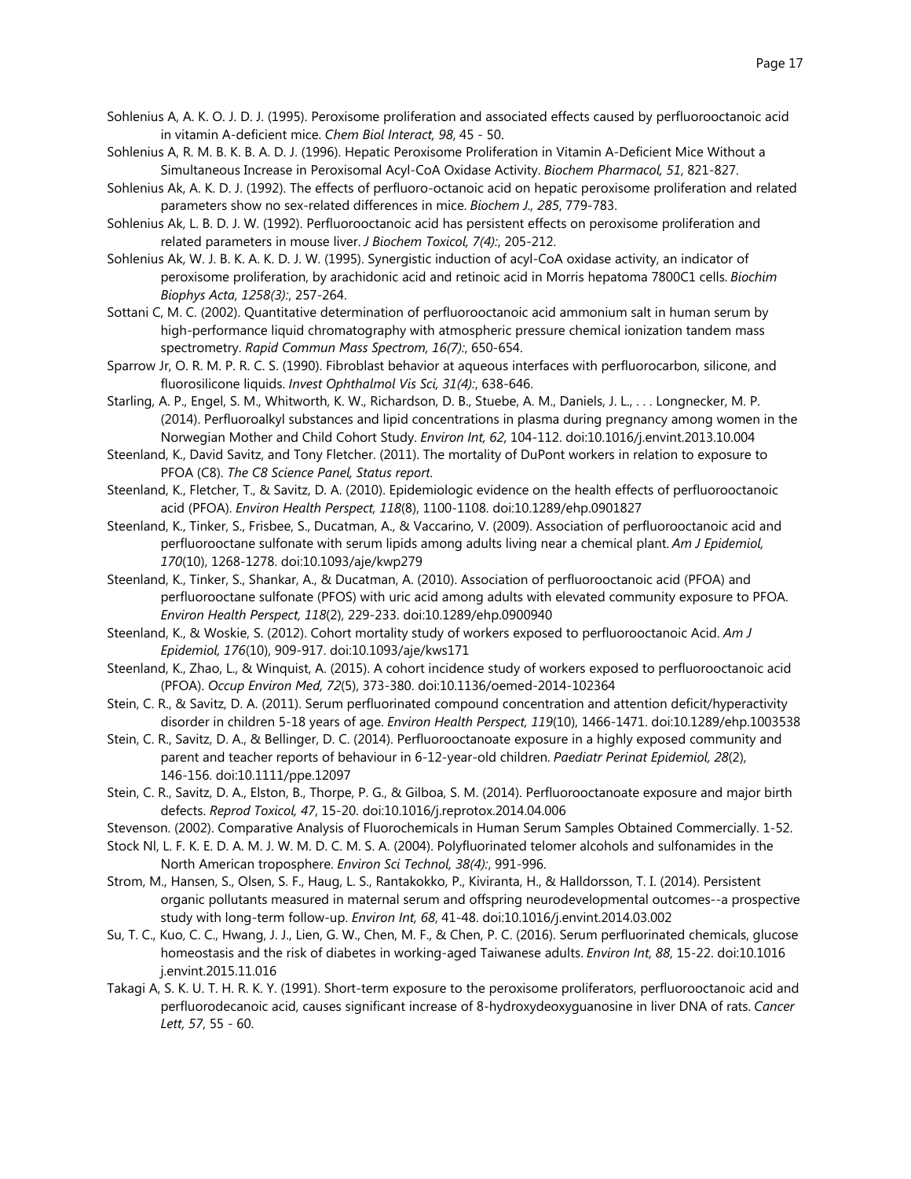Sohlenius A, A. K. O. J. D. J. (1995). Peroxisome proliferation and associated effects caused by perfluorooctanoic acid in vitamin A-deficient mice. *Chem Biol Interact, 98*, 45 - 50.

Sohlenius A, R. M. B. K. B. A. D. J. (1996). Hepatic Peroxisome Proliferation in Vitamin A-Deficient Mice Without a Simultaneous Increase in Peroxisomal Acyl-CoA Oxidase Activity. *Biochem Pharmacol, 51*, 821-827.

Sohlenius Ak, A. K. D. J. (1992). The effects of perfluoro-octanoic acid on hepatic peroxisome proliferation and related parameters show no sex-related differences in mice. *Biochem J., 285*, 779-783.

Sohlenius Ak, L. B. D. J. W. (1992). Perfluorooctanoic acid has persistent effects on peroxisome proliferation and related parameters in mouse liver. *J Biochem Toxicol, 7(4):*, 205-212.

Sohlenius Ak, W. J. B. K. A. K. D. J. W. (1995). Synergistic induction of acyl-CoA oxidase activity, an indicator of peroxisome proliferation, by arachidonic acid and retinoic acid in Morris hepatoma 7800C1 cells. *Biochim Biophys Acta, 1258(3):*, 257-264.

Sottani C, M. C. (2002). Quantitative determination of perfluorooctanoic acid ammonium salt in human serum by high-performance liquid chromatography with atmospheric pressure chemical ionization tandem mass spectrometry. *Rapid Commun Mass Spectrom, 16(7):*, 650-654.

Sparrow Jr, O. R. M. P. R. C. S. (1990). Fibroblast behavior at aqueous interfaces with perfluorocarbon, silicone, and fluorosilicone liquids. *Invest Ophthalmol Vis Sci, 31(4):*, 638-646.

Starling, A. P., Engel, S. M., Whitworth, K. W., Richardson, D. B., Stuebe, A. M., Daniels, J. L., . . . Longnecker, M. P. (2014). Perfluoroalkyl substances and lipid concentrations in plasma during pregnancy among women in the Norwegian Mother and Child Cohort Study. *Environ Int, 62*, 104-112. doi:10.1016/j.envint.2013.10.004

Steenland, K., David Savitz, and Tony Fletcher. (2011). The mortality of DuPont workers in relation to exposure to PFOA (C8). *The C8 Science Panel, Status report.*

Steenland, K., Fletcher, T., & Savitz, D. A. (2010). Epidemiologic evidence on the health effects of perfluorooctanoic acid (PFOA). *Environ Health Perspect, 118*(8), 1100-1108. doi:10.1289/ehp.0901827

Steenland, K., Tinker, S., Frisbee, S., Ducatman, A., & Vaccarino, V. (2009). Association of perfluorooctanoic acid and perfluorooctane sulfonate with serum lipids among adults living near a chemical plant. *Am J Epidemiol, 170*(10), 1268-1278. doi:10.1093/aje/kwp279

Steenland, K., Tinker, S., Shankar, A., & Ducatman, A. (2010). Association of perfluorooctanoic acid (PFOA) and perfluorooctane sulfonate (PFOS) with uric acid among adults with elevated community exposure to PFOA. *Environ Health Perspect, 118*(2), 229-233. doi:10.1289/ehp.0900940

Steenland, K., & Woskie, S. (2012). Cohort mortality study of workers exposed to perfluorooctanoic Acid. *Am J Epidemiol, 176*(10), 909-917. doi:10.1093/aje/kws171

Steenland, K., Zhao, L., & Winquist, A. (2015). A cohort incidence study of workers exposed to perfluorooctanoic acid (PFOA). *Occup Environ Med, 72*(5), 373-380. doi:10.1136/oemed-2014-102364

Stein, C. R., & Savitz, D. A. (2011). Serum perfluorinated compound concentration and attention deficit/hyperactivity disorder in children 5-18 years of age. *Environ Health Perspect, 119*(10), 1466-1471. doi:10.1289/ehp.1003538

Stein, C. R., Savitz, D. A., & Bellinger, D. C. (2014). Perfluorooctanoate exposure in a highly exposed community and parent and teacher reports of behaviour in 6-12-year-old children. *Paediatr Perinat Epidemiol, 28*(2), 146-156. doi:10.1111/ppe.12097

Stein, C. R., Savitz, D. A., Elston, B., Thorpe, P. G., & Gilboa, S. M. (2014). Perfluorooctanoate exposure and major birth defects. *Reprod Toxicol, 47*, 15-20. doi:10.1016/j.reprotox.2014.04.006

Stevenson. (2002). Comparative Analysis of Fluorochemicals in Human Serum Samples Obtained Commercially. 1-52.

Stock Nl, L. F. K. E. D. A. M. J. W. M. D. C. M. S. A. (2004). Polyfluorinated telomer alcohols and sulfonamides in the North American troposphere. *Environ Sci Technol, 38(4):*, 991-996.

Strom, M., Hansen, S., Olsen, S. F., Haug, L. S., Rantakokko, P., Kiviranta, H., & Halldorsson, T. I. (2014). Persistent organic pollutants measured in maternal serum and offspring neurodevelopmental outcomes--a prospective study with long-term follow-up. *Environ Int, 68*, 41-48. doi:10.1016/j.envint.2014.03.002

Su, T. C., Kuo, C. C., Hwang, J. J., Lien, G. W., Chen, M. F., & Chen, P. C. (2016). Serum perfluorinated chemicals, glucose homeostasis and the risk of diabetes in working-aged Taiwanese adults. *Environ Int, 88*, 15-22. doi:10.1016 j.envint.2015.11.016

Takagi A, S. K. U. T. H. R. K. Y. (1991). Short-term exposure to the peroxisome proliferators, perfluorooctanoic acid and perfluorodecanoic acid, causes significant increase of 8-hydroxydeoxyguanosine in liver DNA of rats. *Cancer Lett, 57*, 55 - 60.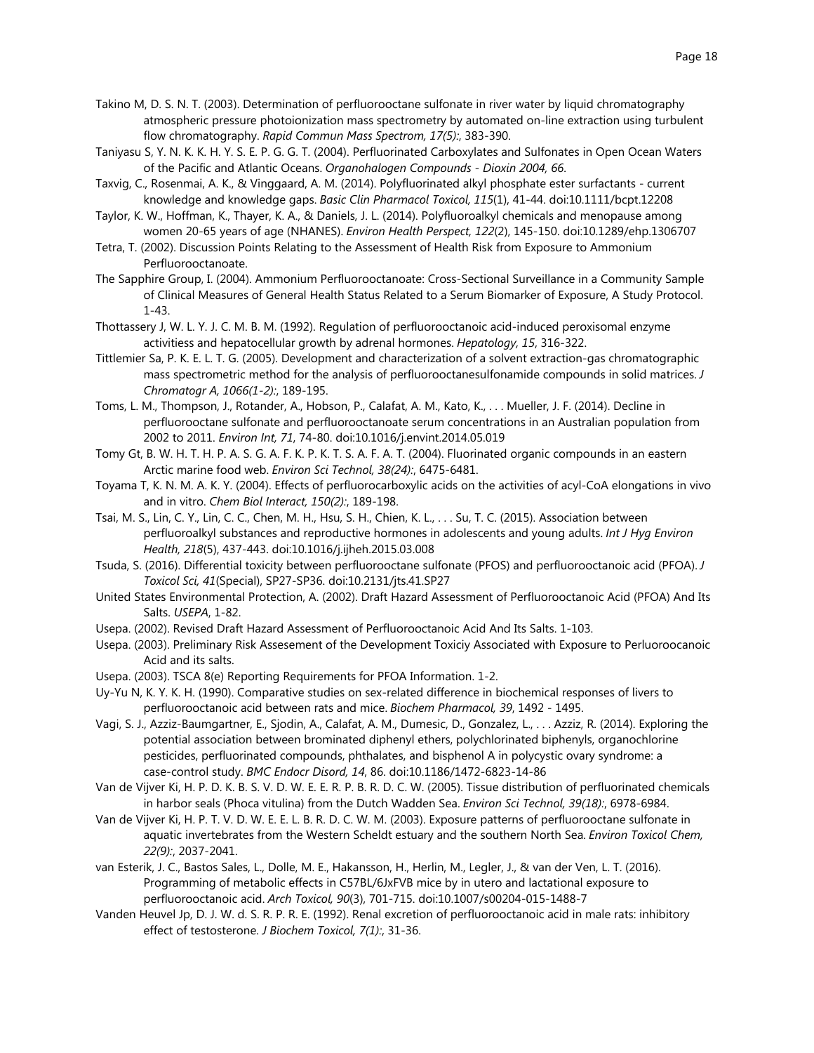Takino M, D. S. N. T. (2003). Determination of perfluorooctane sulfonate in river water by liquid chromatography atmospheric pressure photoionization mass spectrometry by automated on-line extraction using turbulent flow chromatography. *Rapid Commun Mass Spectrom, 17(5):*, 383-390.

Taniyasu S, Y. N. K. K. H. Y. S. E. P. G. G. T. (2004). Perfluorinated Carboxylates and Sulfonates in Open Ocean Waters of the Pacific and Atlantic Oceans. *Organohalogen Compounds - Dioxin 2004, 66*.

Taxvig, C., Rosenmai, A. K., & Vinggaard, A. M. (2014). Polyfluorinated alkyl phosphate ester surfactants - current knowledge and knowledge gaps. *Basic Clin Pharmacol Toxicol, 115*(1), 41-44. doi:10.1111/bcpt.12208

Taylor, K. W., Hoffman, K., Thayer, K. A., & Daniels, J. L. (2014). Polyfluoroalkyl chemicals and menopause among women 20-65 years of age (NHANES). *Environ Health Perspect, 122*(2), 145-150. doi:10.1289/ehp.1306707

Tetra, T. (2002). Discussion Points Relating to the Assessment of Health Risk from Exposure to Ammonium Perfluorooctanoate.

The Sapphire Group, I. (2004). Ammonium Perfluorooctanoate: Cross-Sectional Surveillance in a Community Sample of Clinical Measures of General Health Status Related to a Serum Biomarker of Exposure, A Study Protocol. 1-43.

Thottassery J, W. L. Y. J. C. M. B. M. (1992). Regulation of perfluorooctanoic acid-induced peroxisomal enzyme activitiess and hepatocellular growth by adrenal hormones. *Hepatology, 15*, 316-322.

Tittlemier Sa, P. K. E. L. T. G. (2005). Development and characterization of a solvent extraction-gas chromatographic mass spectrometric method for the analysis of perfluorooctanesulfonamide compounds in solid matrices. *J Chromatogr A, 1066(1-2):*, 189-195.

Toms, L. M., Thompson, J., Rotander, A., Hobson, P., Calafat, A. M., Kato, K., . . . Mueller, J. F. (2014). Decline in perfluorooctane sulfonate and perfluorooctanoate serum concentrations in an Australian population from 2002 to 2011. *Environ Int, 71*, 74-80. doi:10.1016/j.envint.2014.05.019

Tomy Gt, B. W. H. T. H. P. A. S. G. A. F. K. P. K. T. S. A. F. A. T. (2004). Fluorinated organic compounds in an eastern Arctic marine food web. *Environ Sci Technol, 38(24):*, 6475-6481.

Toyama T, K. N. M. A. K. Y. (2004). Effects of perfluorocarboxylic acids on the activities of acyl-CoA elongations in vivo and in vitro. *Chem Biol Interact, 150(2):*, 189-198.

Tsai, M. S., Lin, C. Y., Lin, C. C., Chen, M. H., Hsu, S. H., Chien, K. L., . . . Su, T. C. (2015). Association between perfluoroalkyl substances and reproductive hormones in adolescents and young adults. *Int J Hyg Environ Health, 218*(5), 437-443. doi:10.1016/j.ijheh.2015.03.008

Tsuda, S. (2016). Differential toxicity between perfluorooctane sulfonate (PFOS) and perfluorooctanoic acid (PFOA). *J Toxicol Sci, 41*(Special), SP27-SP36. doi:10.2131/jts.41.SP27

United States Environmental Protection, A. (2002). Draft Hazard Assessment of Perfluorooctanoic Acid (PFOA) And Its Salts. *USEPA*, 1-82.

Usepa. (2002). Revised Draft Hazard Assessment of Perfluorooctanoic Acid And Its Salts. 1-103.

Usepa. (2003). Preliminary Risk Assesement of the Development Toxiciy Associated with Exposure to Perluoroocanoic Acid and its salts.

Usepa. (2003). TSCA 8(e) Reporting Requirements for PFOA Information. 1-2.

Uy-Yu N, K. Y. K. H. (1990). Comparative studies on sex-related difference in biochemical responses of livers to perfluorooctanoic acid between rats and mice. *Biochem Pharmacol, 39*, 1492 - 1495.

Vagi, S. J., Azziz-Baumgartner, E., Sjodin, A., Calafat, A. M., Dumesic, D., Gonzalez, L., . . . Azziz, R. (2014). Exploring the potential association between brominated diphenyl ethers, polychlorinated biphenyls, organochlorine pesticides, perfluorinated compounds, phthalates, and bisphenol A in polycystic ovary syndrome: a case-control study. *BMC Endocr Disord, 14*, 86. doi:10.1186/1472-6823-14-86

Van de Vijver Ki, H. P. D. K. B. S. V. D. W. E. E. R. P. B. R. D. C. W. (2005). Tissue distribution of perfluorinated chemicals in harbor seals (Phoca vitulina) from the Dutch Wadden Sea. *Environ Sci Technol, 39(18):*, 6978-6984.

Van de Vijver Ki, H. P. T. V. D. W. E. E. L. B. R. D. C. W. M. (2003). Exposure patterns of perfluorooctane sulfonate in aquatic invertebrates from the Western Scheldt estuary and the southern North Sea. *Environ Toxicol Chem, 22(9):*, 2037-2041.

van Esterik, J. C., Bastos Sales, L., Dolle, M. E., Hakansson, H., Herlin, M., Legler, J., & van der Ven, L. T. (2016). Programming of metabolic effects in C57BL/6JxFVB mice by in utero and lactational exposure to perfluorooctanoic acid. *Arch Toxicol, 90*(3), 701-715. doi:10.1007/s00204-015-1488-7

Vanden Heuvel Jp, D. J. W. d. S. R. P. R. E. (1992). Renal excretion of perfluorooctanoic acid in male rats: inhibitory effect of testosterone. *J Biochem Toxicol, 7(1):*, 31-36.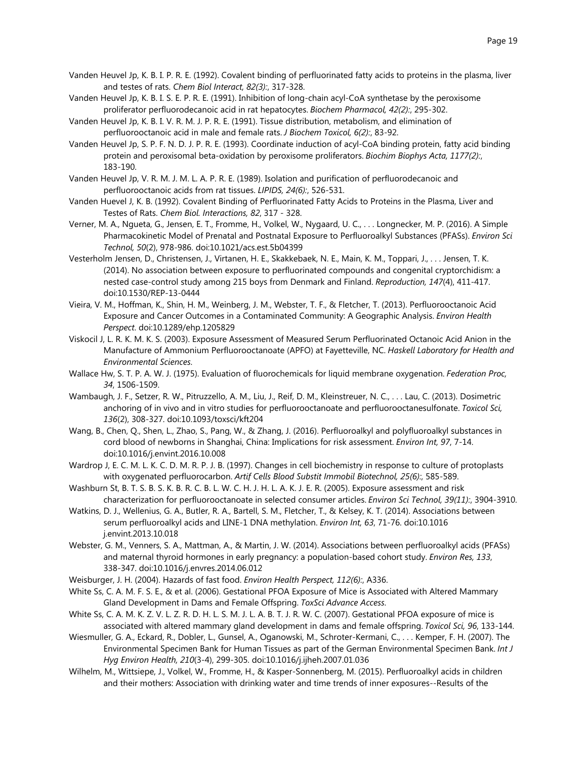Vanden Heuvel Jp, K. B. I. P. R. E. (1992). Covalent binding of perfluorinated fatty acids to proteins in the plasma, liver and testes of rats. *Chem Biol Interact, 82(3):*, 317-328.

Vanden Heuvel Jp, K. B. I. S. E. P. R. E. (1991). Inhibition of long-chain acyl-CoA synthetase by the peroxisome proliferator perfluorodecanoic acid in rat hepatocytes. *Biochem Pharmacol, 42(2):*, 295-302.

Vanden Heuvel Jp, K. B. I. V. R. M. J. P. R. E. (1991). Tissue distribution, metabolism, and elimination of perfluorooctanoic acid in male and female rats. *J Biochem Toxicol, 6(2):*, 83-92.

Vanden Heuvel Jp, S. P. F. N. D. J. P. R. E. (1993). Coordinate induction of acyl-CoA binding protein, fatty acid binding protein and peroxisomal beta-oxidation by peroxisome proliferators. *Biochim Biophys Acta, 1177(2):*, 183-190.

Vanden Heuvel Jp, V. R. M. J. M. L. A. P. R. E. (1989). Isolation and purification of perfluorodecanoic and perfluorooctanoic acids from rat tissues. *LIPIDS, 24(6):*, 526-531.

Vanden Huevel J, K. B. (1992). Covalent Binding of Perfluorinated Fatty Acids to Proteins in the Plasma, Liver and Testes of Rats. *Chem Biol. Interactions, 82*, 317 - 328.

Verner, M. A., Ngueta, G., Jensen, E. T., Fromme, H., Volkel, W., Nygaard, U. C., . . . Longnecker, M. P. (2016). A Simple Pharmacokinetic Model of Prenatal and Postnatal Exposure to Perfluoroalkyl Substances (PFASs). *Environ Sci Technol, 50*(2), 978-986. doi:10.1021/acs.est.5b04399

Vesterholm Jensen, D., Christensen, J., Virtanen, H. E., Skakkebaek, N. E., Main, K. M., Toppari, J., . . . Jensen, T. K. (2014). No association between exposure to perfluorinated compounds and congenital cryptorchidism: a nested case-control study among 215 boys from Denmark and Finland. *Reproduction, 147*(4), 411-417. doi:10.1530/REP-13-0444

Vieira, V. M., Hoffman, K., Shin, H. M., Weinberg, J. M., Webster, T. F., & Fletcher, T. (2013). Perfluorooctanoic Acid Exposure and Cancer Outcomes in a Contaminated Community: A Geographic Analysis. *Environ Health Perspect*. doi:10.1289/ehp.1205829

Viskocil J, L. R. K. M. K. S. (2003). Exposure Assessment of Measured Serum Perfluorinated Octanoic Acid Anion in the Manufacture of Ammonium Perfluorooctanoate (APFO) at Fayetteville, NC. *Haskell Laboratory for Health and Environmental Sciences*.

Wallace Hw, S. T. P. A. W. J. (1975). Evaluation of fluorochemicals for liquid membrane oxygenation. *Federation Proc, 34*, 1506-1509.

Wambaugh, J. F., Setzer, R. W., Pitruzzello, A. M., Liu, J., Reif, D. M., Kleinstreuer, N. C., . . . Lau, C. (2013). Dosimetric anchoring of in vivo and in vitro studies for perfluorooctanoate and perfluorooctanesulfonate. *Toxicol Sci, 136*(2), 308-327. doi:10.1093/toxsci/kft204

Wang, B., Chen, Q., Shen, L., Zhao, S., Pang, W., & Zhang, J. (2016). Perfluoroalkyl and polyfluoroalkyl substances in cord blood of newborns in Shanghai, China: Implications for risk assessment. *Environ Int, 97*, 7-14. doi:10.1016/j.envint.2016.10.008

Wardrop J, E. C. M. L. K. C. D. M. R. P. J. B. (1997). Changes in cell biochemistry in response to culture of protoplasts with oxygenated perfluorocarbon. *Artif Cells Blood Substit Immobil Biotechnol, 25(6):*, 585-589.

Washburn St, B. T. S. B. S. K. B. R. C. B. L. W. C. H. J. H. L. A. K. J. E. R. (2005). Exposure assessment and risk characterization for perfluorooctanoate in selected consumer articles. *Environ Sci Technol, 39(11):*, 3904-3910.

Watkins, D. J., Wellenius, G. A., Butler, R. A., Bartell, S. M., Fletcher, T., & Kelsey, K. T. (2014). Associations between serum perfluoroalkyl acids and LINE-1 DNA methylation. *Environ Int, 63*, 71-76. doi:10.1016 j.envint.2013.10.018

Webster, G. M., Venners, S. A., Mattman, A., & Martin, J. W. (2014). Associations between perfluoroalkyl acids (PFASs) and maternal thyroid hormones in early pregnancy: a population-based cohort study. *Environ Res, 133*, 338-347. doi:10.1016/j.envres.2014.06.012

Weisburger, J. H. (2004). Hazards of fast food. *Environ Health Perspect, 112(6):*, A336.

White Ss, C. A. M. F. S. E., & et al. (2006). Gestational PFOA Exposure of Mice is Associated with Altered Mammary Gland Development in Dams and Female Offspring. *ToxSci Advance Access*.

White Ss, C. A. M. K. Z. V. L. Z. R. D. H. L. S. M. J. L. A. B. T. J. R. W. C. (2007). Gestational PFOA exposure of mice is associated with altered mammary gland development in dams and female offspring. *Toxicol Sci, 96*, 133-144.

Wiesmuller, G. A., Eckard, R., Dobler, L., Gunsel, A., Oganowski, M., Schroter-Kermani, C., . . . Kemper, F. H. (2007). The Environmental Specimen Bank for Human Tissues as part of the German Environmental Specimen Bank. *Int J Hyg Environ Health, 210*(3-4), 299-305. doi:10.1016/j.ijheh.2007.01.036

Wilhelm, M., Wittsiepe, J., Volkel, W., Fromme, H., & Kasper-Sonnenberg, M. (2015). Perfluoroalkyl acids in children and their mothers: Association with drinking water and time trends of inner exposures--Results of the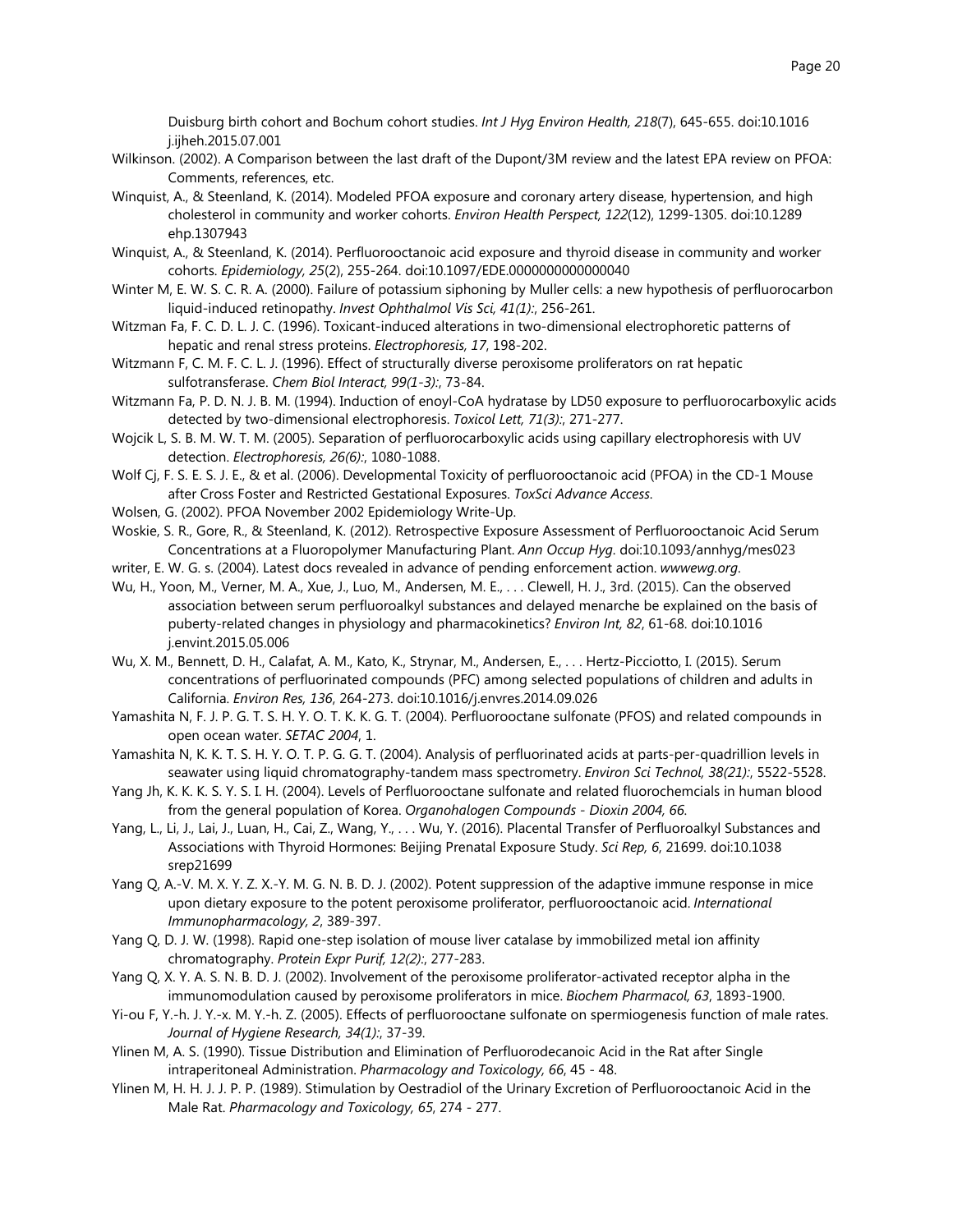Duisburg birth cohort and Bochum cohort studies. *Int J Hyg Environ Health, 218*(7), 645-655. doi:10.1016 j.ijheh.2015.07.001

Wilkinson. (2002). A Comparison between the last draft of the Dupont/3M review and the latest EPA review on PFOA: Comments, references, etc.

Winquist, A., & Steenland, K. (2014). Modeled PFOA exposure and coronary artery disease, hypertension, and high cholesterol in community and worker cohorts. *Environ Health Perspect, 122*(12), 1299-1305. doi:10.1289 ehp.1307943

Winquist, A., & Steenland, K. (2014). Perfluorooctanoic acid exposure and thyroid disease in community and worker cohorts. *Epidemiology, 25*(2), 255-264. doi:10.1097/EDE.0000000000000040

Winter M, E. W. S. C. R. A. (2000). Failure of potassium siphoning by Muller cells: a new hypothesis of perfluorocarbon liquid-induced retinopathy. *Invest Ophthalmol Vis Sci, 41(1):*, 256-261.

Witzman Fa, F. C. D. L. J. C. (1996). Toxicant-induced alterations in two-dimensional electrophoretic patterns of hepatic and renal stress proteins. *Electrophoresis, 17*, 198-202.

Witzmann F, C. M. F. C. L. J. (1996). Effect of structurally diverse peroxisome proliferators on rat hepatic sulfotransferase. *Chem Biol Interact, 99(1-3):*, 73-84.

Witzmann Fa, P. D. N. J. B. M. (1994). Induction of enoyl-CoA hydratase by LD50 exposure to perfluorocarboxylic acids detected by two-dimensional electrophoresis. *Toxicol Lett, 71(3):*, 271-277.

Wojcik L, S. B. M. W. T. M. (2005). Separation of perfluorocarboxylic acids using capillary electrophoresis with UV detection. *Electrophoresis, 26(6):*, 1080-1088.

Wolf Cj, F. S. E. S. J. E., & et al. (2006). Developmental Toxicity of perfluorooctanoic acid (PFOA) in the CD-1 Mouse after Cross Foster and Restricted Gestational Exposures. *ToxSci Advance Access*.

Wolsen, G. (2002). PFOA November 2002 Epidemiology Write-Up.

Woskie, S. R., Gore, R., & Steenland, K. (2012). Retrospective Exposure Assessment of Perfluorooctanoic Acid Serum Concentrations at a Fluoropolymer Manufacturing Plant. *Ann Occup Hyg*. doi:10.1093/annhyg/mes023

writer, E. W. G. s. (2004). Latest docs revealed in advance of pending enforcement action. *wwwewg.org*.

Wu, H., Yoon, M., Verner, M. A., Xue, J., Luo, M., Andersen, M. E., . . . Clewell, H. J., 3rd. (2015). Can the observed association between serum perfluoroalkyl substances and delayed menarche be explained on the basis of puberty-related changes in physiology and pharmacokinetics? *Environ Int, 82*, 61-68. doi:10.1016 j.envint.2015.05.006

Wu, X. M., Bennett, D. H., Calafat, A. M., Kato, K., Strynar, M., Andersen, E., . . . Hertz-Picciotto, I. (2015). Serum concentrations of perfluorinated compounds (PFC) among selected populations of children and adults in California. *Environ Res, 136*, 264-273. doi:10.1016/j.envres.2014.09.026

Yamashita N, F. J. P. G. T. S. H. Y. O. T. K. K. G. T. (2004). Perfluorooctane sulfonate (PFOS) and related compounds in open ocean water. *SETAC 2004*, 1.

Yamashita N, K. K. T. S. H. Y. O. T. P. G. G. T. (2004). Analysis of perfluorinated acids at parts-per-quadrillion levels in seawater using liquid chromatography-tandem mass spectrometry. *Environ Sci Technol, 38(21):*, 5522-5528.

Yang Jh, K. K. K. S. Y. S. I. H. (2004). Levels of Perfluorooctane sulfonate and related fluorochemcials in human blood from the general population of Korea. *Organohalogen Compounds - Dioxin 2004, 66*.

Yang, L., Li, J., Lai, J., Luan, H., Cai, Z., Wang, Y., . . . Wu, Y. (2016). Placental Transfer of Perfluoroalkyl Substances and Associations with Thyroid Hormones: Beijing Prenatal Exposure Study. *Sci Rep, 6*, 21699. doi:10.1038 srep21699

Yang Q, A.-V. M. X. Y. Z. X.-Y. M. G. N. B. D. J. (2002). Potent suppression of the adaptive immune response in mice upon dietary exposure to the potent peroxisome proliferator, perfluorooctanoic acid. *International Immunopharmacology, 2*, 389-397.

Yang Q, D. J. W. (1998). Rapid one-step isolation of mouse liver catalase by immobilized metal ion affinity chromatography. *Protein Expr Purif, 12(2):*, 277-283.

Yang Q, X. Y. A. S. N. B. D. J. (2002). Involvement of the peroxisome proliferator-activated receptor alpha in the immunomodulation caused by peroxisome proliferators in mice. *Biochem Pharmacol, 63*, 1893-1900.

Yi-ou F, Y.-h. J. Y.-x. M. Y.-h. Z. (2005). Effects of perfluorooctane sulfonate on spermiogenesis function of male rates. *Journal of Hygiene Research, 34(1):*, 37-39.

Ylinen M, A. S. (1990). Tissue Distribution and Elimination of Perfluorodecanoic Acid in the Rat after Single intraperitoneal Administration. *Pharmacology and Toxicology, 66*, 45 - 48.

Ylinen M, H. H. J. J. P. P. (1989). Stimulation by Oestradiol of the Urinary Excretion of Perfluorooctanoic Acid in the Male Rat. *Pharmacology and Toxicology, 65*, 274 - 277.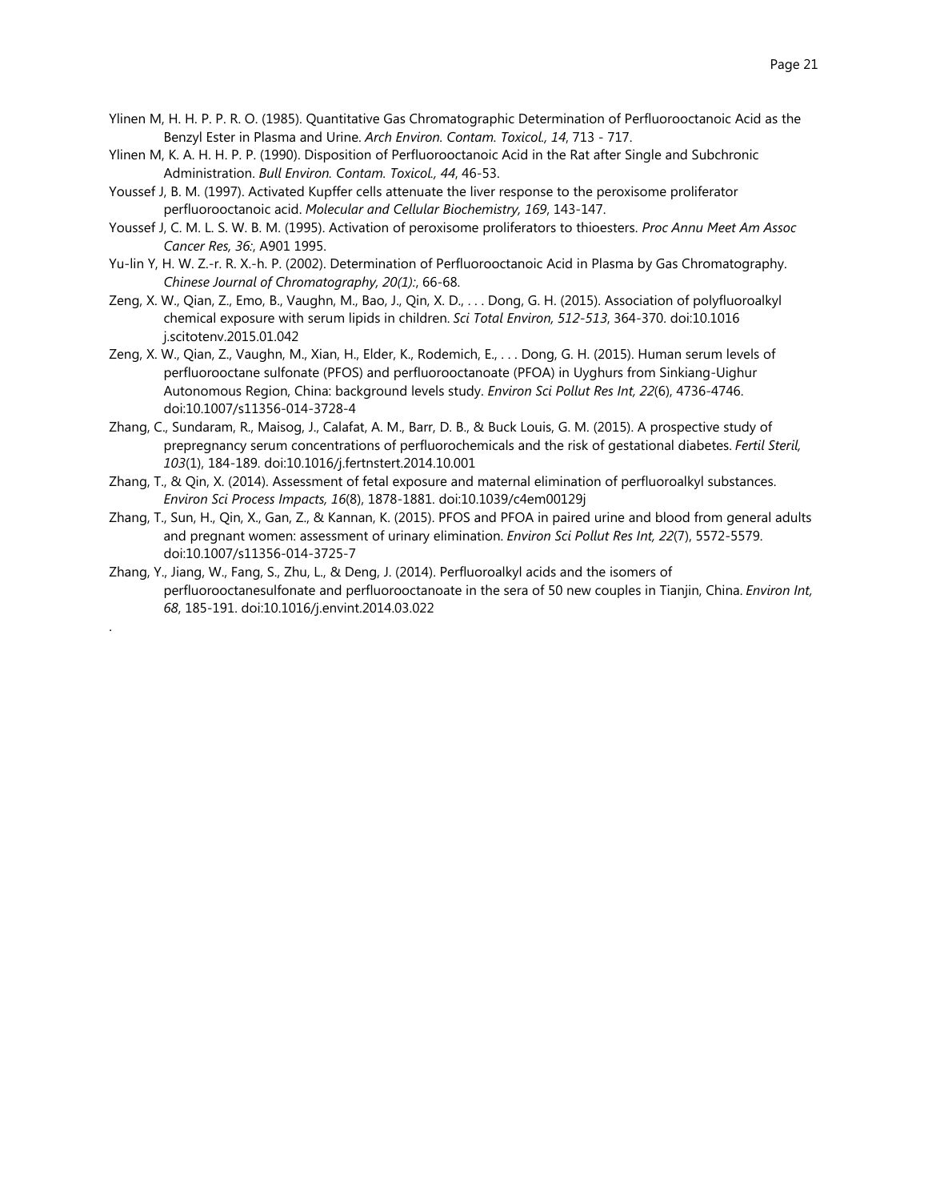Ylinen M, H. H. P. P. R. O. (1985). Quantitative Gas Chromatographic Determination of Perfluorooctanoic Acid as the Benzyl Ester in Plasma and Urine. *Arch Environ. Contam. Toxicol., 14*, 713 - 717.

Ylinen M, K. A. H. H. P. P. (1990). Disposition of Perfluorooctanoic Acid in the Rat after Single and Subchronic Administration. *Bull Environ. Contam. Toxicol., 44*, 46-53.

Youssef J, B. M. (1997). Activated Kupffer cells attenuate the liver response to the peroxisome proliferator perfluorooctanoic acid. *Molecular and Cellular Biochemistry, 169*, 143-147.

Youssef J, C. M. L. S. W. B. M. (1995). Activation of peroxisome proliferators to thioesters. *Proc Annu Meet Am Assoc Cancer Res, 36:*, A901 1995.

Yu-lin Y, H. W. Z.-r. R. X.-h. P. (2002). Determination of Perfluorooctanoic Acid in Plasma by Gas Chromatography. *Chinese Journal of Chromatography, 20(1):*, 66-68.

Zeng, X. W., Qian, Z., Emo, B., Vaughn, M., Bao, J., Qin, X. D., . . . Dong, G. H. (2015). Association of polyfluoroalkyl chemical exposure with serum lipids in children. *Sci Total Environ, 512-513*, 364-370. doi:10.1016 j.scitotenv.2015.01.042

Zeng, X. W., Qian, Z., Vaughn, M., Xian, H., Elder, K., Rodemich, E., . . . Dong, G. H. (2015). Human serum levels of perfluorooctane sulfonate (PFOS) and perfluorooctanoate (PFOA) in Uyghurs from Sinkiang-Uighur Autonomous Region, China: background levels study. *Environ Sci Pollut Res Int, 22*(6), 4736-4746. doi:10.1007/s11356-014-3728-4

Zhang, C., Sundaram, R., Maisog, J., Calafat, A. M., Barr, D. B., & Buck Louis, G. M. (2015). A prospective study of prepregnancy serum concentrations of perfluorochemicals and the risk of gestational diabetes. *Fertil Steril, 103*(1), 184-189. doi:10.1016/j.fertnstert.2014.10.001

Zhang, T., & Qin, X. (2014). Assessment of fetal exposure and maternal elimination of perfluoroalkyl substances. *Environ Sci Process Impacts, 16*(8), 1878-1881. doi:10.1039/c4em00129j

Zhang, T., Sun, H., Qin, X., Gan, Z., & Kannan, K. (2015). PFOS and PFOA in paired urine and blood from general adults and pregnant women: assessment of urinary elimination. *Environ Sci Pollut Res Int, 22*(7), 5572-5579. doi:10.1007/s11356-014-3725-7

Zhang, Y., Jiang, W., Fang, S., Zhu, L., & Deng, J. (2014). Perfluoroalkyl acids and the isomers of perfluorooctanesulfonate and perfluorooctanoate in the sera of 50 new couples in Tianjin, China. *Environ Int, 68*, 185-191. doi:10.1016/j.envint.2014.03.022

.